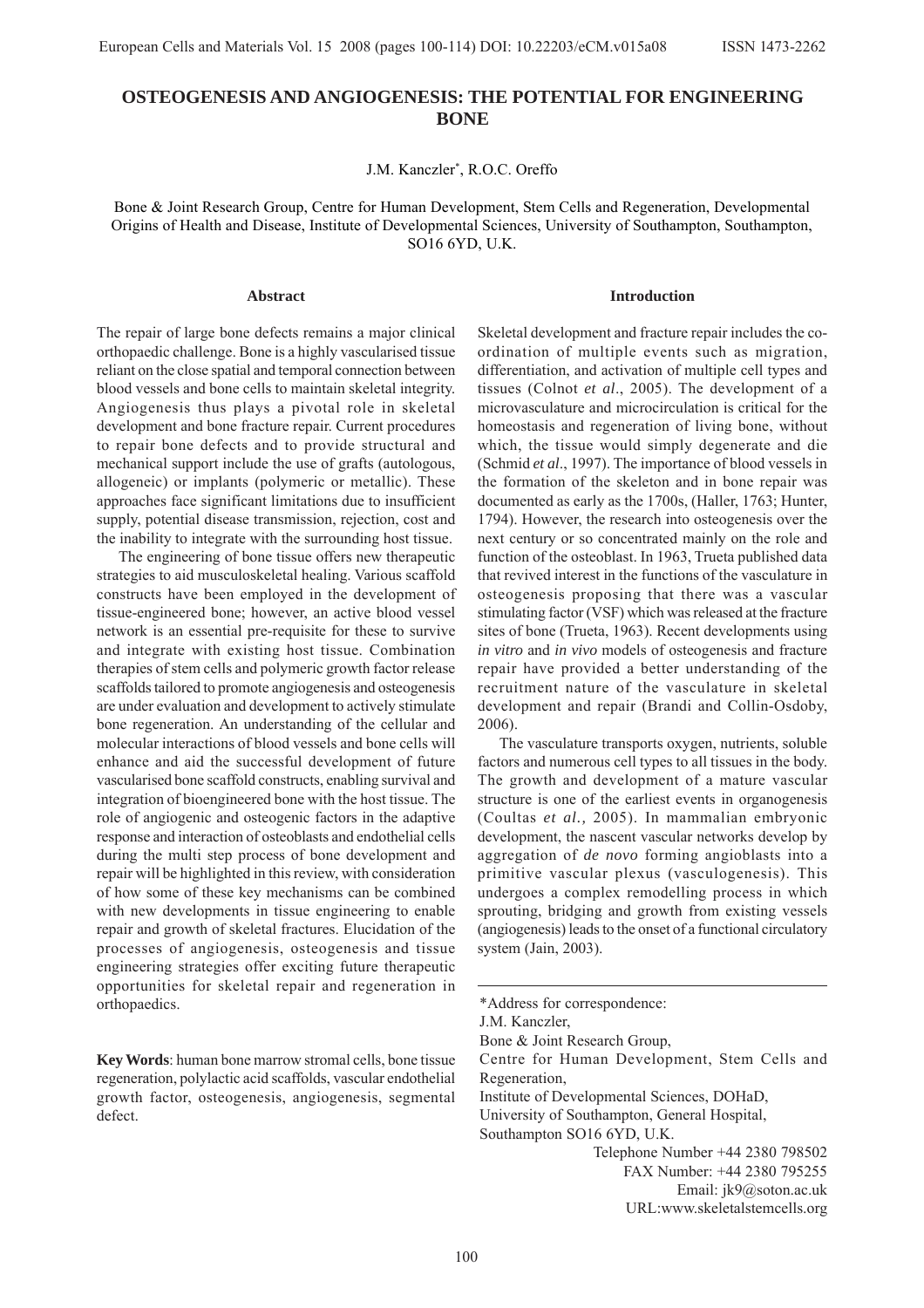# OSTEOGENESIS AND ANGIOGENESIS: THE POTENTIAL FOR ENGINEERING BONE

J.M. Kanczler*, R.O.C. Oreffo

Bone & Joint Research Group, Centre for Human Development, Stem Cells and Regeneration, Developmental Origins of Health and Disease, Institute of Developmental Sciences, University of Southampton, Southampton, SO16 6YD, U.K.

## Abstract

The repair of large bone defects remains a major clinical orthopaedic challenge. Bone is a highly vascularised tissue reliant on the close spatial and temporal connection between blood vessels and bone cells to maintain skeletal integrity. Angiogenesis thus plays a pivotal role in skeletal development and bone fracture repair. Current procedures to repair bone defects and to provide structural and mechanical support include the use of grafts (autologous, allogeneic) or implants (polymeric or metallic). These approaches face significant limitations due to insufficient supply, potential disease transmission, rejection, cost and the inability to integrate with the surrounding host tissue.

The engineering of bone tissue offers new therapeutic strategies to aid musculoskeletal healing. Various scaffold constructs have been employed in the development of tissue-engineered bone; however, an active blood vessel network is an essential pre-requisite for these to survive and integrate with existing host tissue. Combination therapies of stem cells and polymeric growth factor release scaffolds tailored to promote angiogenesis and osteogenesis are under evaluation and development to actively stimulate bone regeneration. An understanding of the cellular and molecular interactions of blood vessels and bone cells will enhance and aid the successful development of future vascularised bone scaffold constructs, enabling survival and integration of bioengineered bone with the host tissue. The role of angiogenic and osteogenic factors in the adaptive response and interaction of osteoblasts and endothelial cells during the multi step process of bone development and repair will be highlighted in this review, with consideration of how some of these key mechanisms can be combined with new developments in tissue engineering to enable repair and growth of skeletal fractures. Elucidation of the processes of angiogenesis, osteogenesis and tissue engineering strategies offer exciting future therapeutic opportunities for skeletal repair and regeneration in orthopaedics.

**Key Words**: human bone marrow stromal cells, bone tissue regeneration, polylactic acid scaffolds, vascular endothelial growth factor, osteogenesis, angiogenesis, segmental defect.

## Introduction

Skeletal development and fracture repair includes the co-ordination of multiple events such as migration, differentiation, and activation of multiple cell types and tissues (Colnot *et al*., 2005). The development of a microvasculature and microcirculation is critical for the homeostasis and regeneration of living bone, without which, the tissue would simply degenerate and die (Schmid *et al*., 1997). The importance of blood vessels in the formation of the skeleton and in bone repair was documented as early as the 1700s, (Haller, 1763; Hunter, 1794). However, the research into osteogenesis over the next century or so concentrated mainly on the role and function of the osteoblast. In 1963, Trueta published data that revived interest in the functions of the vasculature in osteogenesis proposing that there was a vascular stimulating factor (VSF) which was released at the fracture sites of bone (Trueta, 1963). Recent developments using *in vitro* and *in vivo* models of osteogenesis and fracture repair have provided a better understanding of the recruitment nature of the vasculature in skeletal development and repair (Brandi and Collin-Osdoby, 2006).

The vasculature transports oxygen, nutrients, soluble factors and numerous cell types to all tissues in the body. The growth and development of a mature vascular structure is one of the earliest events in organogenesis (Coultas *et al.,* 2005). In mammalian embryonic development, the nascent vascular networks develop by aggregation of *de novo* forming angioblasts into a primitive vascular plexus (vasculogenesis). This undergoes a complex remodelling process in which sprouting, bridging and growth from existing vessels (angiogenesis) leads to the onset of a functional circulatory system (Jain, 2003).

---

*Address for correspondence:
J.M. Kanczler,
Bone & Joint Research Group,
Centre for Human Development, Stem Cells and Regeneration,
Institute of Developmental Sciences, DOHaD,
University of Southampton, General Hospital,
Southampton SO16 6YD, U.K.

Telephone Number +44 2380 798502
FAX Number: +44 2380 795255
Email: jk9@soton.ac.uk
URL:www.skeletalstemcells.org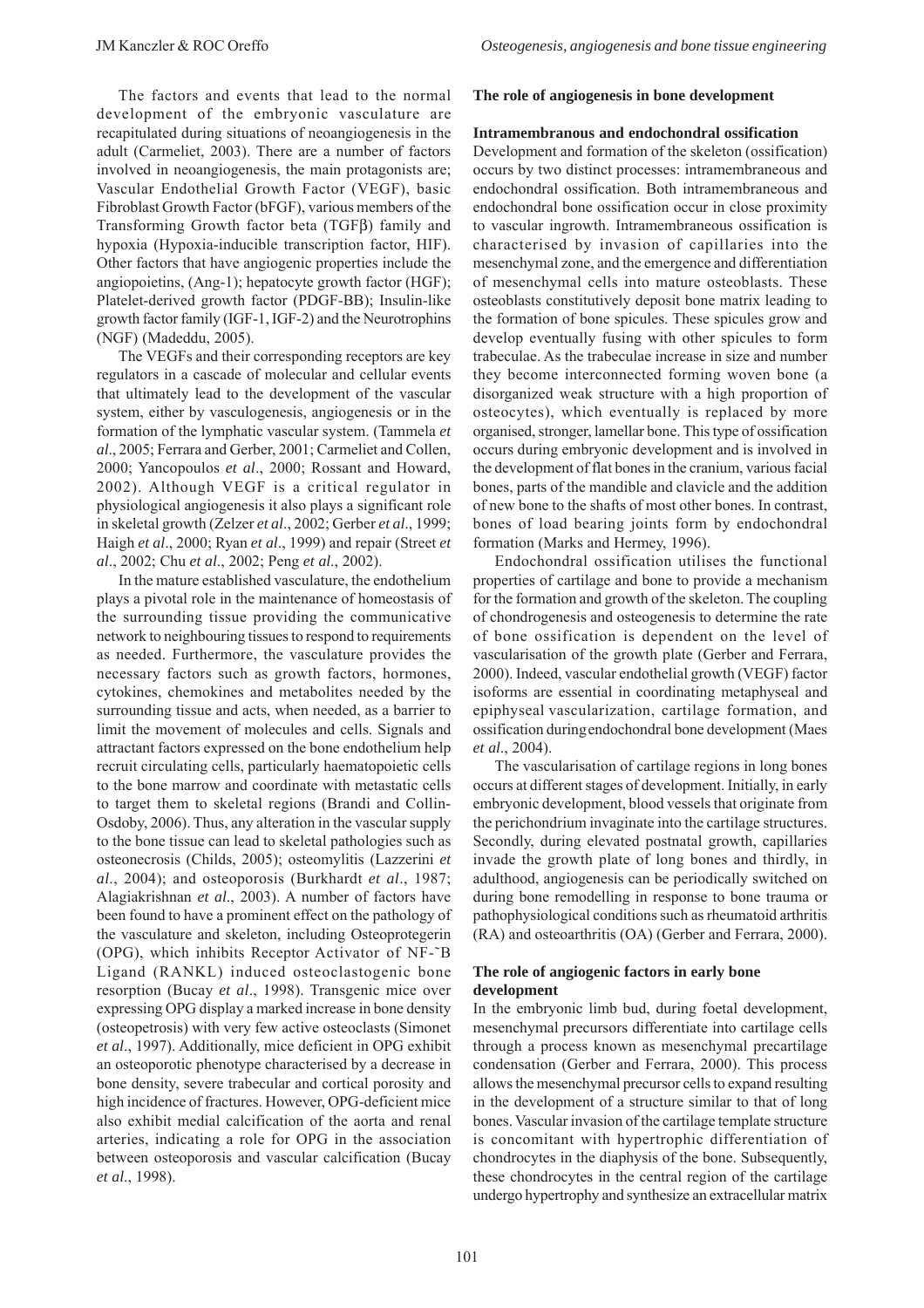The factors and events that lead to the normal development of the embryonic vasculature are recapitulated during situations of neoangiogenesis in the adult (Carmeliet, 2003). There are a number of factors involved in neoangiogenesis, the main protagonists are; Vascular Endothelial Growth Factor (VEGF), basic Fibroblast Growth Factor (bFGF), various members of the Transforming Growth factor beta (TGFβ) family and hypoxia (Hypoxia-inducible transcription factor, HIF). Other factors that have angiogenic properties include the angiopoietins, (Ang-1); hepatocyte growth factor (HGF); Platelet-derived growth factor (PDGF-BB); Insulin-like growth factor family (IGF-1, IGF-2) and the Neurotrophins (NGF) (Madeddu, 2005).

The VEGFs and their corresponding receptors are key regulators in a cascade of molecular and cellular events that ultimately lead to the development of the vascular system, either by vasculogenesis, angiogenesis or in the formation of the lymphatic vascular system. (Tammela *et al*., 2005; Ferrara and Gerber, 2001; Carmeliet and Collen, 2000; Yancopoulos *et al*., 2000; Rossant and Howard, 2002). Although VEGF is a critical regulator in physiological angiogenesis it also plays a significant role in skeletal growth (Zelzer *et al*., 2002; Gerber *et al*., 1999; Haigh *et al*., 2000; Ryan *et al*., 1999) and repair (Street *et al*., 2002; Chu *et al*., 2002; Peng *et al*., 2002).

In the mature established vasculature, the endothelium plays a pivotal role in the maintenance of homeostasis of the surrounding tissue providing the communicative network to neighbouring tissues to respond to requirements as needed. Furthermore, the vasculature provides the necessary factors such as growth factors, hormones, cytokines, chemokines and metabolites needed by the surrounding tissue and acts, when needed, as a barrier to limit the movement of molecules and cells. Signals and attractant factors expressed on the bone endothelium help recruit circulating cells, particularly haematopoietic cells to the bone marrow and coordinate with metastatic cells to target them to skeletal regions (Brandi and Collin-Osdoby, 2006). Thus, any alteration in the vascular supply to the bone tissue can lead to skeletal pathologies such as osteonecrosis (Childs, 2005); osteomylitis (Lazzerini *et al*., 2004); and osteoporosis (Burkhardt *et al*., 1987; Alagiakrishnan *et al*., 2003). A number of factors have been found to have a prominent effect on the pathology of the vasculature and skeleton, including Osteoprotegerin (OPG), which inhibits Receptor Activator of NF-˜B Ligand (RANKL) induced osteoclastogenic bone resorption (Bucay *et al*., 1998). Transgenic mice over expressing OPG display a marked increase in bone density (osteopetrosis) with very few active osteoclasts (Simonet *et al*., 1997). Additionally, mice deficient in OPG exhibit an osteoporotic phenotype characterised by a decrease in bone density, severe trabecular and cortical porosity and high incidence of fractures. However, OPG-deficient mice also exhibit medial calcification of the aorta and renal arteries, indicating a role for OPG in the association between osteoporosis and vascular calcification (Bucay *et al*., 1998).

## The role of angiogenesis in bone development

### Intramembranous and endochondral ossification

Development and formation of the skeleton (ossification) occurs by two distinct processes: intramembraneous and endochondral ossification. Both intramembraneous and endochondral bone ossification occur in close proximity to vascular ingrowth. Intramembraneous ossification is characterised by invasion of capillaries into the mesenchymal zone, and the emergence and differentiation of mesenchymal cells into mature osteoblasts. These osteoblasts constitutively deposit bone matrix leading to the formation of bone spicules. These spicules grow and develop eventually fusing with other spicules to form trabeculae. As the trabeculae increase in size and number they become interconnected forming woven bone (a disorganized weak structure with a high proportion of osteocytes), which eventually is replaced by more organised, stronger, lamellar bone. This type of ossification occurs during embryonic development and is involved in the development of flat bones in the cranium, various facial bones, parts of the mandible and clavicle and the addition of new bone to the shafts of most other bones. In contrast, bones of load bearing joints form by endochondral formation (Marks and Hermey, 1996).

Endochondral ossification utilises the functional properties of cartilage and bone to provide a mechanism for the formation and growth of the skeleton. The coupling of chondrogenesis and osteogenesis to determine the rate of bone ossification is dependent on the level of vascularisation of the growth plate (Gerber and Ferrara, 2000). Indeed, vascular endothelial growth (VEGF) factor isoforms are essential in coordinating metaphyseal and epiphyseal vascularization, cartilage formation, and ossification during endochondral bone development (Maes *et al*., 2004).

The vascularisation of cartilage regions in long bones occurs at different stages of development. Initially, in early embryonic development, blood vessels that originate from the perichondrium invaginate into the cartilage structures. Secondly, during elevated postnatal growth, capillaries invade the growth plate of long bones and thirdly, in adulthood, angiogenesis can be periodically switched on during bone remodelling in response to bone trauma or pathophysiological conditions such as rheumatoid arthritis (RA) and osteoarthritis (OA) (Gerber and Ferrara, 2000).

### The role of angiogenic factors in early bone development

In the embryonic limb bud, during foetal development, mesenchymal precursors differentiate into cartilage cells through a process known as mesenchymal precartilage condensation (Gerber and Ferrara, 2000). This process allows the mesenchymal precursor cells to expand resulting in the development of a structure similar to that of long bones. Vascular invasion of the cartilage template structure is concomitant with hypertrophic differentiation of chondrocytes in the diaphysis of the bone. Subsequently, these chondrocytes in the central region of the cartilage undergo hypertrophy and synthesize an extracellular matrix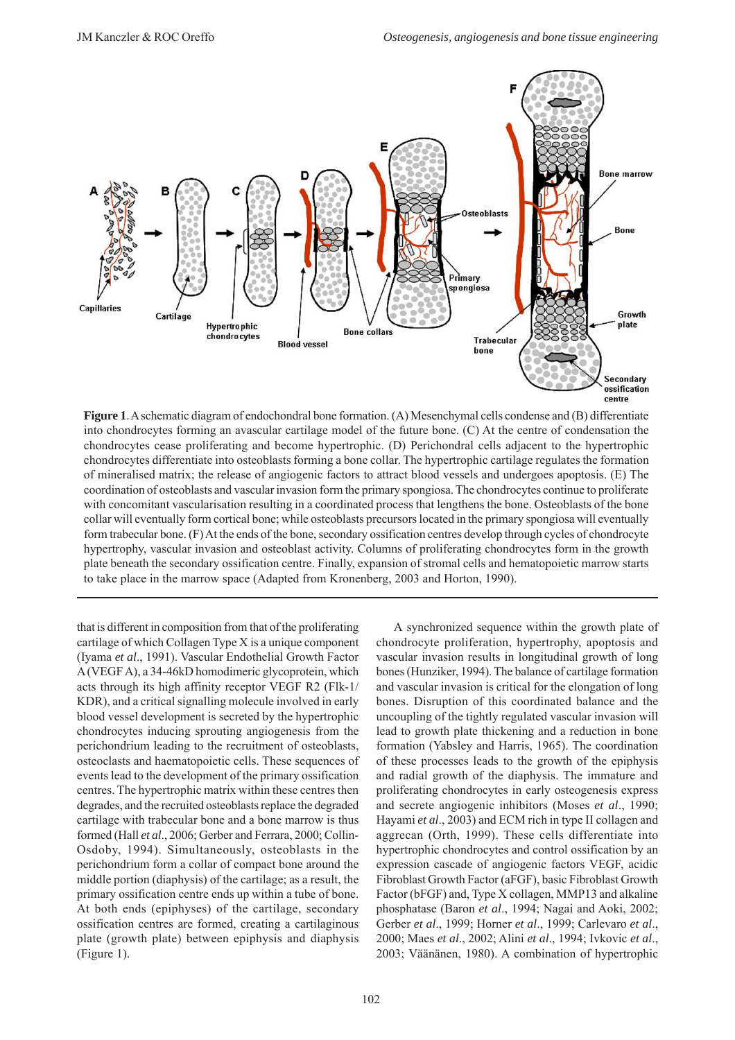**Figure 1**. A schematic diagram of endochondral bone formation. (A) Mesenchymal cells condense and (B) differentiate into chondrocytes forming an avascular cartilage model of the future bone. (C) At the centre of condensation the chondrocytes cease proliferating and become hypertrophic. (D) Perichondral cells adjacent to the hypertrophic chondrocytes differentiate into osteoblasts forming a bone collar. The hypertrophic cartilage regulates the formation of mineralised matrix; the release of angiogenic factors to attract blood vessels and undergoes apoptosis. (E) The coordination of osteoblasts and vascular invasion form the primary spongiosa. The chondrocytes continue to proliferate with concomitant vascularisation resulting in a coordinated process that lengthens the bone. Osteoblasts of the bone collar will eventually form cortical bone; while osteoblasts precursors located in the primary spongiosa will eventually form trabecular bone. (F) At the ends of the bone, secondary ossification centres develop through cycles of chondrocyte hypertrophy, vascular invasion and osteoblast activity. Columns of proliferating chondrocytes form in the growth plate beneath the secondary ossification centre. Finally, expansion of stromal cells and hematopoietic marrow starts to take place in the marrow space (Adapted from Kronenberg, 2003 and Horton, 1990).

that is different in composition from that of the proliferating cartilage of which Collagen Type X is a unique component (Iyama *et al*., 1991). Vascular Endothelial Growth Factor A (VEGF A), a 34-46kD homodimeric glycoprotein, which acts through its high affinity receptor VEGF R2 (Flk-1/KDR), and a critical signalling molecule involved in early blood vessel development is secreted by the hypertrophic chondrocytes inducing sprouting angiogenesis from the perichondrium leading to the recruitment of osteoblasts, osteoclasts and haematopoietic cells. These sequences of events lead to the development of the primary ossification centres. The hypertrophic matrix within these centres then degrades, and the recruited osteoblasts replace the degraded cartilage with trabecular bone and a bone marrow is thus formed (Hall *et al*., 2006; Gerber and Ferrara, 2000; Collin-Osdoby, 1994). Simultaneously, osteoblasts in the perichondrium form a collar of compact bone around the middle portion (diaphysis) of the cartilage; as a result, the primary ossification centre ends up within a tube of bone. At both ends (epiphyses) of the cartilage, secondary ossification centres are formed, creating a cartilaginous plate (growth plate) between epiphysis and diaphysis (Figure 1).

A synchronized sequence within the growth plate of chondrocyte proliferation, hypertrophy, apoptosis and vascular invasion results in longitudinal growth of long bones (Hunziker, 1994). The balance of cartilage formation and vascular invasion is critical for the elongation of long bones. Disruption of this coordinated balance and the uncoupling of the tightly regulated vascular invasion will lead to growth plate thickening and a reduction in bone formation (Yabsley and Harris, 1965). The coordination of these processes leads to the growth of the epiphysis and radial growth of the diaphysis. The immature and proliferating chondrocytes in early osteogenesis express and secrete angiogenic inhibitors (Moses *et al*., 1990; Hayami *et al*., 2003) and ECM rich in type II collagen and aggrecan (Orth, 1999). These cells differentiate into hypertrophic chondrocytes and control ossification by an expression cascade of angiogenic factors VEGF, acidic Fibroblast Growth Factor (aFGF), basic Fibroblast Growth Factor (bFGF) and, Type X collagen, MMP13 and alkaline phosphatase (Baron *et al*., 1994; Nagai and Aoki, 2002; Gerber *et al*., 1999; Horner *et al*., 1999; Carlevaro *et al*., 2000; Maes *et al*., 2002; Alini *et al*., 1994; Ivkovic *et al*., 2003; Väänänen, 1980). A combination of hypertrophic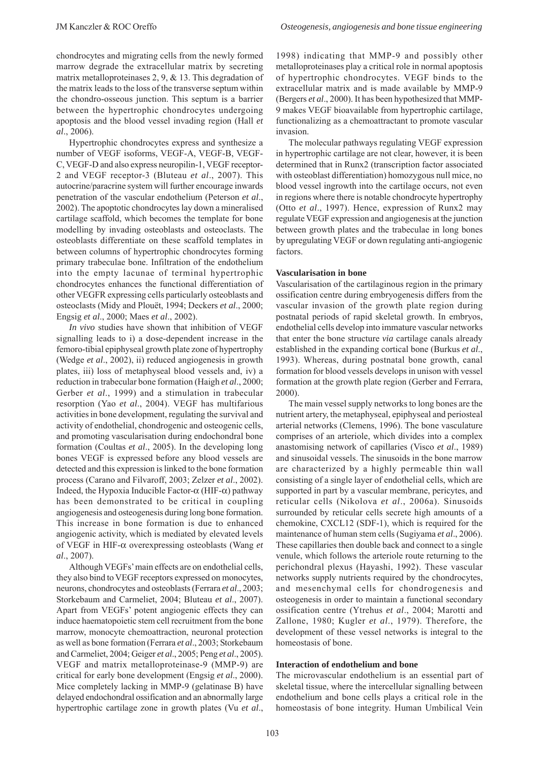chondrocytes and migrating cells from the newly formed marrow degrade the extracellular matrix by secreting matrix metalloproteinases 2, 9, & 13. This degradation of the matrix leads to the loss of the transverse septum within the chondro-osseous junction. This septum is a barrier between the hypertrophic chondrocytes undergoing apoptosis and the blood vessel invading region (Hall *et al*., 2006).

Hypertrophic chondrocytes express and synthesize a number of VEGF isoforms, VEGF-A, VEGF-B, VEGF-C, VEGF-D and also express neuropilin-1, VEGF receptor-2 and VEGF receptor-3 (Bluteau *et al*., 2007). This autocrine/paracrine system will further encourage inwards penetration of the vascular endothelium (Peterson *et al*., 2002). The apoptotic chondrocytes lay down a mineralised cartilage scaffold, which becomes the template for bone modelling by invading osteoblasts and osteoclasts. The osteoblasts differentiate on these scaffold templates in between columns of hypertrophic chondrocytes forming primary trabeculae bone. Infiltration of the endothelium into the empty lacunae of terminal hypertrophic chondrocytes enhances the functional differentiation of other VEGFR expressing cells particularly osteoblasts and osteoclasts (Midy and Plouët, 1994; Deckers *et al*., 2000; Engsig *et al*., 2000; Maes *et al*., 2002).

*In vivo* studies have shown that inhibition of VEGF signalling leads to i) a dose-dependent increase in the femoro-tibial epiphyseal growth plate zone of hypertrophy (Wedge *et al*., 2002), ii) reduced angiogenesis in growth plates, iii) loss of metaphyseal blood vessels and, iv) a reduction in trabecular bone formation (Haigh *et al*., 2000; Gerber *et al*., 1999) and a stimulation in trabecular resorption (Yao *et al*., 2004). VEGF has multifarious activities in bone development, regulating the survival and activity of endothelial, chondrogenic and osteogenic cells, and promoting vascularisation during endochondral bone formation (Coultas *et al*., 2005). In the developing long bones VEGF is expressed before any blood vessels are detected and this expression is linked to the bone formation process (Carano and Filvaroff, 2003; Zelzer *et al*., 2002). Indeed, the Hypoxia Inducible Factor-$\alpha$ (HIF-$\alpha$) pathway has been demonstrated to be critical in coupling angiogenesis and osteogenesis during long bone formation. This increase in bone formation is due to enhanced angiogenic activity, which is mediated by elevated levels of VEGF in HIF-$\alpha$ overexpressing osteoblasts (Wang *et al*., 2007).

Although VEGFs' main effects are on endothelial cells, they also bind to VEGF receptors expressed on monocytes, neurons, chondrocytes and osteoblasts (Ferrara *et al*., 2003; Storkebaum and Carmeliet, 2004; Bluteau *et al*., 2007). Apart from VEGFs' potent angiogenic effects they can induce haematopoietic stem cell recruitment from the bone marrow, monocyte chemoattraction, neuronal protection as well as bone formation (Ferrara *et al*., 2003; Storkebaum and Carmeliet, 2004; Geiger *et al*., 2005; Peng *et al*., 2005). VEGF and matrix metalloproteinase-9 (MMP-9) are critical for early bone development (Engsig *et al*., 2000). Mice completely lacking in MMP-9 (gelatinase B) have delayed endochondral ossification and an abnormally large hypertrophic cartilage zone in growth plates (Vu *et al*., 1998) indicating that MMP-9 and possibly other metalloproteinases play a critical role in normal apoptosis of hypertrophic chondrocytes. VEGF binds to the extracellular matrix and is made available by MMP-9 (Bergers *et al*., 2000). It has been hypothesized that MMP-9 makes VEGF bioavailable from hypertrophic cartilage, functionalizing as a chemoattractant to promote vascular invasion.

The molecular pathways regulating VEGF expression in hypertrophic cartilage are not clear, however, it is been determined that in Runx2 (transcription factor associated with osteoblast differentiation) homozygous null mice, no blood vessel ingrowth into the cartilage occurs, not even in regions where there is notable chondrocyte hypertrophy (Otto *et al*., 1997). Hence, expression of Runx2 may regulate VEGF expression and angiogenesis at the junction between growth plates and the trabeculae in long bones by upregulating VEGF or down regulating anti-angiogenic factors.

**Vascularisation in bone**

Vascularisation of the cartilaginous region in the primary ossification centre during embryogenesis differs from the vascular invasion of the growth plate region during postnatal periods of rapid skeletal growth. In embryos, endothelial cells develop into immature vascular networks that enter the bone structure *via* cartilage canals already established in the expanding cortical bone (Burkus *et al*., 1993). Whereas, during postnatal bone growth, canal formation for blood vessels develops in unison with vessel formation at the growth plate region (Gerber and Ferrara, 2000).

The main vessel supply networks to long bones are the nutrient artery, the metaphyseal, epiphyseal and periosteal arterial networks (Clemens, 1996). The bone vasculature comprises of an arteriole, which divides into a complex anastomising network of capillaries (Visco *et al*., 1989) and sinusoidal vessels. The sinusoids in the bone marrow are characterized by a highly permeable thin wall consisting of a single layer of endothelial cells, which are supported in part by a vascular membrane, pericytes, and reticular cells (Nikolova *et al*., 2006a). Sinusoids surrounded by reticular cells secrete high amounts of a chemokine, CXCL12 (SDF-1), which is required for the maintenance of human stem cells (Sugiyama *et al*., 2006). These capillaries then double back and connect to a single venule, which follows the arteriole route returning to the perichondral plexus (Hayashi, 1992). These vascular networks supply nutrients required by the chondrocytes, and mesenchymal cells for chondrogenesis and osteogenesis in order to maintain a functional secondary ossification centre (Ytrehus *et al*., 2004; Marotti and Zallone, 1980; Kugler *et al*., 1979). Therefore, the development of these vessel networks is integral to the homeostasis of bone.

**Interaction of endothelium and bone**

The microvascular endothelium is an essential part of skeletal tissue, where the intercellular signalling between endothelium and bone cells plays a critical role in the homeostasis of bone integrity. Human Umbilical Vein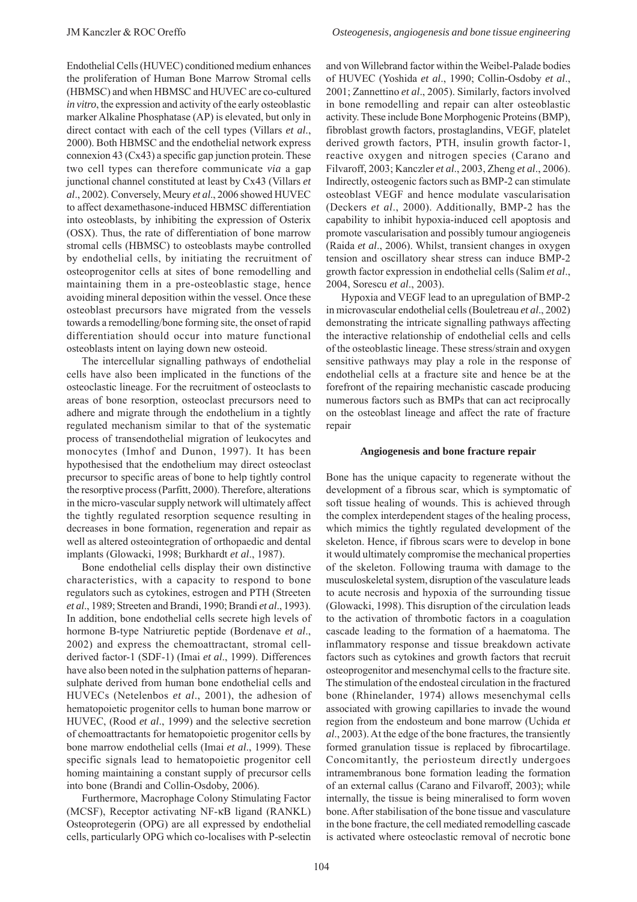Endothelial Cells (HUVEC) conditioned medium enhances the proliferation of Human Bone Marrow Stromal cells (HBMSC) and when HBMSC and HUVEC are co-cultured *in vitro*, the expression and activity of the early osteoblastic marker Alkaline Phosphatase (AP) is elevated, but only in direct contact with each of the cell types (Villars *et al*., 2000). Both HBMSC and the endothelial network express connexion 43 (Cx43) a specific gap junction protein. These two cell types can therefore communicate *via* a gap junctional channel constituted at least by Cx43 (Villars *et al*., 2002). Conversely, Meury *et al*., 2006 showed HUVEC to affect dexamethasone-induced HBMSC differentiation into osteoblasts, by inhibiting the expression of Osterix (OSX). Thus, the rate of differentiation of bone marrow stromal cells (HBMSC) to osteoblasts maybe controlled by endothelial cells, by initiating the recruitment of osteoprogenitor cells at sites of bone remodelling and maintaining them in a pre-osteoblastic stage, hence avoiding mineral deposition within the vessel. Once these osteoblast precursors have migrated from the vessels towards a remodelling/bone forming site, the onset of rapid differentiation should occur into mature functional osteoblasts intent on laying down new osteoid.

The intercellular signalling pathways of endothelial cells have also been implicated in the functions of the osteoclastic lineage. For the recruitment of osteoclasts to areas of bone resorption, osteoclast precursors need to adhere and migrate through the endothelium in a tightly regulated mechanism similar to that of the systematic process of transendothelial migration of leukocytes and monocytes (Imhof and Dunon, 1997). It has been hypothesised that the endothelium may direct osteoclast precursor to specific areas of bone to help tightly control the resorptive process (Parfitt, 2000). Therefore, alterations in the micro-vascular supply network will ultimately affect the tightly regulated resorption sequence resulting in decreases in bone formation, regeneration and repair as well as altered osteointegration of orthopaedic and dental implants (Glowacki, 1998; Burkhardt *et al*., 1987).

Bone endothelial cells display their own distinctive characteristics, with a capacity to respond to bone regulators such as cytokines, estrogen and PTH (Streeten *et al*., 1989; Streeten and Brandi, 1990; Brandi *et al*., 1993). In addition, bone endothelial cells secrete high levels of hormone B-type Natriuretic peptide (Bordenave *et al*., 2002) and express the chemoattractant, stromal cell-derived factor-1 (SDF-1) (Imai *et al*., 1999). Differences have also been noted in the sulphation patterns of heparan-sulphate derived from human bone endothelial cells and HUVECs (Netelenbos *et al*., 2001), the adhesion of hematopoietic progenitor cells to human bone marrow or HUVEC, (Rood *et al*., 1999) and the selective secretion of chemoattractants for hematopoietic progenitor cells by bone marrow endothelial cells (Imai *et al*., 1999). These specific signals lead to hematopoietic progenitor cell homing maintaining a constant supply of precursor cells into bone (Brandi and Collin-Osdoby, 2006).

Furthermore, Macrophage Colony Stimulating Factor (MCSF), Receptor activating NF-κB ligand (RANKL) Osteoprotegerin (OPG) are all expressed by endothelial cells, particularly OPG which co-localises with P-selectin and von Willebrand factor within the Weibel-Palade bodies of HUVEC (Yoshida *et al*., 1990; Collin-Osdoby *et al*., 2001; Zannettino *et al*., 2005). Similarly, factors involved in bone remodelling and repair can alter osteoblastic activity. These include Bone Morphogenic Proteins (BMP), fibroblast growth factors, prostaglandins, VEGF, platelet derived growth factors, PTH, insulin growth factor-1, reactive oxygen and nitrogen species (Carano and Filvaroff, 2003; Kanczler *et al*., 2003, Zheng *et al*., 2006). Indirectly, osteogenic factors such as BMP-2 can stimulate osteoblast VEGF and hence modulate vascularisation (Deckers *et al*., 2000). Additionally, BMP-2 has the capability to inhibit hypoxia-induced cell apoptosis and promote vascularisation and possibly tumour angiogeneis (Raida *et al*., 2006). Whilst, transient changes in oxygen tension and oscillatory shear stress can induce BMP-2 growth factor expression in endothelial cells (Salim *et al*., 2004, Sorescu *et al*., 2003).

Hypoxia and VEGF lead to an upregulation of BMP-2 in microvascular endothelial cells (Bouletreau *et al*., 2002) demonstrating the intricate signalling pathways affecting the interactive relationship of endothelial cells and cells of the osteoblastic lineage. These stress/strain and oxygen sensitive pathways may play a role in the response of endothelial cells at a fracture site and hence be at the forefront of the repairing mechanistic cascade producing numerous factors such as BMPs that can act reciprocally on the osteoblast lineage and affect the rate of fracture repair

## Angiogenesis and bone fracture repair

Bone has the unique capacity to regenerate without the development of a fibrous scar, which is symptomatic of soft tissue healing of wounds. This is achieved through the complex interdependent stages of the healing process, which mimics the tightly regulated development of the skeleton. Hence, if fibrous scars were to develop in bone it would ultimately compromise the mechanical properties of the skeleton. Following trauma with damage to the musculoskeletal system, disruption of the vasculature leads to acute necrosis and hypoxia of the surrounding tissue (Glowacki, 1998). This disruption of the circulation leads to the activation of thrombotic factors in a coagulation cascade leading to the formation of a haematoma. The inflammatory response and tissue breakdown activate factors such as cytokines and growth factors that recruit osteoprogenitor and mesenchymal cells to the fracture site. The stimulation of the endosteal circulation in the fractured bone (Rhinelander, 1974) allows mesenchymal cells associated with growing capillaries to invade the wound region from the endosteum and bone marrow (Uchida *et al*., 2003). At the edge of the bone fractures, the transiently formed granulation tissue is replaced by fibrocartilage. Concomitantly, the periosteum directly undergoes intramembranous bone formation leading the formation of an external callus (Carano and Filvaroff, 2003); while internally, the tissue is being mineralised to form woven bone. After stabilisation of the bone tissue and vasculature in the bone fracture, the cell mediated remodelling cascade is activated where osteoclastic removal of necrotic bone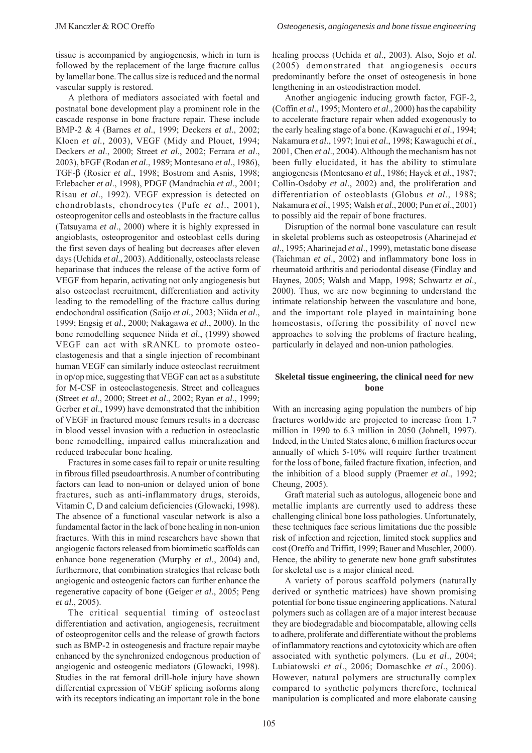tissue is accompanied by angiogenesis, which in turn is followed by the replacement of the large fracture callus by lamellar bone. The callus size is reduced and the normal vascular supply is restored.

A plethora of mediators associated with foetal and postnatal bone development play a prominent role in the cascade response in bone fracture repair. These include BMP-2 & 4 (Barnes *et al*., 1999; Deckers *et al*., 2002; Kloen *et al*., 2003), VEGF (Midy and Plouet, 1994; Deckers *et al*., 2000; Street *et al*., 2002; Ferrara *et al*., 2003), bFGF (Rodan *et al*., 1989; Montesano *et al*., 1986), TGF-β (Rosier *et al*., 1998; Bostrom and Asnis, 1998; Erlebacher *et al*., 1998), PDGF (Mandrachia *et al*., 2001; Risau *et al*., 1992). VEGF expression is detected on chondroblasts, chondrocytes (Pufe *et al*., 2001), osteoprogenitor cells and osteoblasts in the fracture callus (Tatsuyama *et al*., 2000) where it is highly expressed in angioblasts, osteoprogenitor and osteoblast cells during the first seven days of healing but decreases after eleven days (Uchida *et al*., 2003). Additionally, osteoclasts release heparinase that induces the release of the active form of VEGF from heparin, activating not only angiogenesis but also osteoclast recruitment, differentiation and activity leading to the remodelling of the fracture callus during endochondral ossification (Saijo *et al*., 2003; Niida *et al*., 1999; Engsig *et al*., 2000; Nakagawa *et al*., 2000). In the bone remodelling sequence Niida *et al*., (1999) showed VEGF can act with sRANKL to promote osteoclastogenesis and that a single injection of recombinant human VEGF can similarly induce osteoclast recruitment in op/op mice, suggesting that VEGF can act as a substitute for M-CSF in osteoclastogenesis. Street and colleagues (Street *et al*., 2000; Street *et al*., 2002; Ryan *et al*., 1999; Gerber *et al*., 1999) have demonstrated that the inhibition of VEGF in fractured mouse femurs results in a decrease in blood vessel invasion with a reduction in osteoclastic bone remodelling, impaired callus mineralization and reduced trabecular bone healing.

Fractures in some cases fail to repair or unite resulting in fibrous filled pseudoarthrosis. A number of contributing factors can lead to non-union or delayed union of bone fractures, such as anti-inflammatory drugs, steroids, Vitamin C, D and calcium deficiencies (Glowacki, 1998). The absence of a functional vascular network is also a fundamental factor in the lack of bone healing in non-union fractures. With this in mind researchers have shown that angiogenic factors released from biomimetic scaffolds can enhance bone regeneration (Murphy *et al*., 2004) and, furthermore, that combination strategies that release both angiogenic and osteogenic factors can further enhance the regenerative capacity of bone (Geiger *et al*., 2005; Peng *et al*., 2005).

The critical sequential timing of osteoclast differentiation and activation, angiogenesis, recruitment of osteoprogenitor cells and the release of growth factors such as BMP-2 in osteogenesis and fracture repair maybe enhanced by the synchronized endogenous production of angiogenic and osteogenic mediators (Glowacki, 1998). Studies in the rat femoral drill-hole injury have shown differential expression of VEGF splicing isoforms along with its receptors indicating an important role in the bone healing process (Uchida *et al*., 2003). Also, Sojo *et al*. (2005) demonstrated that angiogenesis occurs predominantly before the onset of osteogenesis in bone lengthening in an osteodistraction model.

Another angiogenic inducing growth factor, FGF-2, (Coffin *et al*., 1995; Montero *et al*., 2000) has the capability to accelerate fracture repair when added exogenously to the early healing stage of a bone. (Kawaguchi *et al*., 1994; Nakamura *et al*., 1997; Inui *et al*., 1998; Kawaguchi *et al*., 2001, Chen *et al*., 2004). Although the mechanism has not been fully elucidated, it has the ability to stimulate angiogenesis (Montesano *et al*., 1986; Hayek *et al*., 1987; Collin-Osdoby *et al*., 2002) and, the proliferation and differentiation of osteoblasts (Globus *et al*., 1988; Nakamura *et al*., 1995; Walsh *et al*., 2000; Pun *et al*., 2001) to possibly aid the repair of bone fractures.

Disruption of the normal bone vasculature can result in skeletal problems such as osteopetrosis (Aharinejad *et al*., 1995; Aharinejad *et al*., 1999), metastatic bone disease (Taichman *et al*., 2002) and inflammatory bone loss in rheumatoid arthritis and periodontal disease (Findlay and Haynes, 2005; Walsh and Mapp, 1998; Schwartz *et al*., 2000). Thus, we are now beginning to understand the intimate relationship between the vasculature and bone, and the important role played in maintaining bone homeostasis, offering the possibility of novel new approaches to solving the problems of fracture healing, particularly in delayed and non-union pathologies.

## Skeletal tissue engineering, the clinical need for new bone

With an increasing aging population the numbers of hip fractures worldwide are projected to increase from 1.7 million in 1990 to 6.3 million in 2050 (Johnell, 1997). Indeed, in the United States alone, 6 million fractures occur annually of which 5-10% will require further treatment for the loss of bone, failed fracture fixation, infection, and the inhibition of a blood supply (Praemer *et al*., 1992; Cheung, 2005).

Graft material such as autologus, allogeneic bone and metallic implants are currently used to address these challenging clinical bone loss pathologies. Unfortunately, these techniques face serious limitations due the possible risk of infection and rejection, limited stock supplies and cost (Oreffo and Triffitt, 1999; Bauer and Muschler, 2000). Hence, the ability to generate new bone graft substitutes for skeletal use is a major clinical need.

A variety of porous scaffold polymers (naturally derived or synthetic matrices) have shown promising potential for bone tissue engineering applications. Natural polymers such as collagen are of a major interest because they are biodegradable and biocompatable, allowing cells to adhere, proliferate and differentiate without the problems of inflammatory reactions and cytotoxicity which are often associated with synthetic polymers. (Lu *et al*., 2004; Lubiatowski *et al*., 2006; Domaschke *et al*., 2006). However, natural polymers are structurally complex compared to synthetic polymers therefore, technical manipulation is complicated and more elaborate causing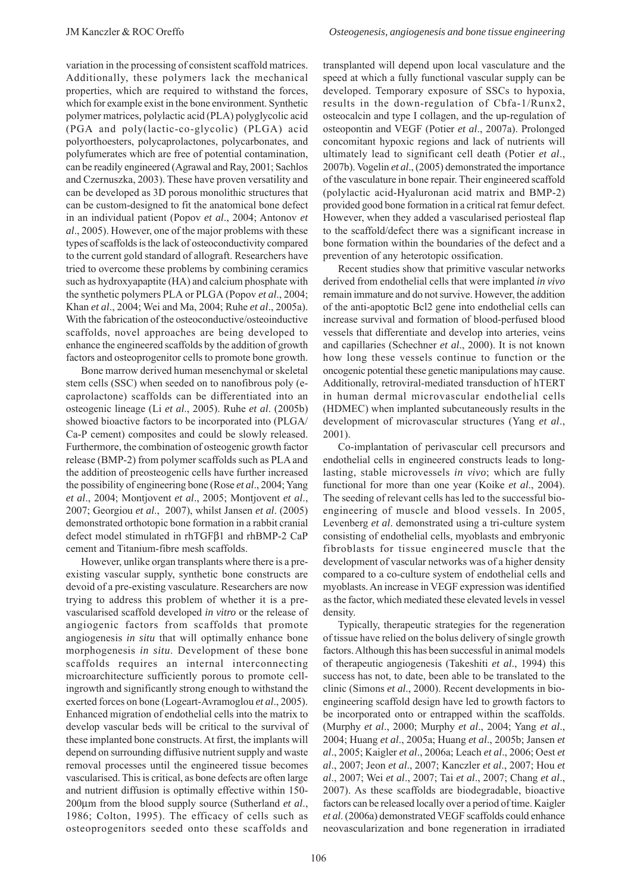variation in the processing of consistent scaffold matrices. Additionally, these polymers lack the mechanical properties, which are required to withstand the forces, which for example exist in the bone environment. Synthetic polymer matrices, polylactic acid (PLA) polyglycolic acid (PGA and poly(lactic-co-glycolic) (PLGA) acid polyorthoesters, polycaprolactones, polycarbonates, and polyfumerates which are free of potential contamination, can be readily engineered (Agrawal and Ray, 2001; Sachlos and Czernuszka, 2003). These have proven versatility and can be developed as 3D porous monolithic structures that can be custom-designed to fit the anatomical bone defect in an individual patient (Popov *et al*., 2004; Antonov *et al*., 2005). However, one of the major problems with these types of scaffolds is the lack of osteoconductivity compared to the current gold standard of allograft. Researchers have tried to overcome these problems by combining ceramics such as hydroxyapaptite (HA) and calcium phosphate with the synthetic polymers PLA or PLGA (Popov *et al*., 2004; Khan *et al*., 2004; Wei and Ma, 2004; Ruhe *et al*., 2005a). With the fabrication of the osteoconductive/osteoinductive scaffolds, novel approaches are being developed to enhance the engineered scaffolds by the addition of growth factors and osteoprogenitor cells to promote bone growth.

Bone marrow derived human mesenchymal or skeletal stem cells (SSC) when seeded on to nanofibrous poly (e-caprolactone) scaffolds can be differentiated into an osteogenic lineage (Li *et al*., 2005). Ruhe *et al*. (2005b) showed bioactive factors to be incorporated into (PLGA/Ca-P cement) composites and could be slowly released. Furthermore, the combination of osteogenic growth factor release (BMP-2) from polymer scaffolds such as PLA and the addition of preosteogenic cells have further increased the possibility of engineering bone (Rose *et al*., 2004; Yang *et al*., 2004; Montjovent *et al*., 2005; Montjovent *et al*., 2007; Georgiou *et al*., 2007), whilst Jansen *et al*. (2005) demonstrated orthotopic bone formation in a rabbit cranial defect model stimulated in rhTGFβ1 and rhBMP-2 CaP cement and Titanium-fibre mesh scaffolds.

However, unlike organ transplants where there is a pre-existing vascular supply, synthetic bone constructs are devoid of a pre-existing vasculature. Researchers are now trying to address this problem of whether it is a pre-vascularised scaffold developed *in vitro* or the release of angiogenic factors from scaffolds that promote angiogenesis *in situ* that will optimally enhance bone morphogenesis *in situ*. Development of these bone scaffolds requires an internal interconnecting microarchitecture sufficiently porous to promote cell-ingrowth and significantly strong enough to withstand the exerted forces on bone (Logeart-Avramoglou *et al*., 2005). Enhanced migration of endothelial cells into the matrix to develop vascular beds will be critical to the survival of these implanted bone constructs. At first, the implants will depend on surrounding diffusive nutrient supply and waste removal processes until the engineered tissue becomes vascularised. This is critical, as bone defects are often large and nutrient diffusion is optimally effective within 150-200μm from the blood supply source (Sutherland *et al*., 1986; Colton, 1995). The efficacy of cells such as osteoprogenitors seeded onto these scaffolds and transplanted will depend upon local vasculature and the speed at which a fully functional vascular supply can be developed. Temporary exposure of SSCs to hypoxia, results in the down-regulation of Cbfa-1/Runx2, osteocalcin and type I collagen, and the up-regulation of osteopontin and VEGF (Potier *et al*., 2007a). Prolonged concomitant hypoxic regions and lack of nutrients will ultimately lead to significant cell death (Potier *et al*., 2007b). Vogelin *et al*., (2005) demonstrated the importance of the vasculature in bone repair. Their engineered scaffold (polylactic acid-Hyaluronan acid matrix and BMP-2) provided good bone formation in a critical rat femur defect. However, when they added a vascularised periosteal flap to the scaffold/defect there was a significant increase in bone formation within the boundaries of the defect and a prevention of any heterotopic ossification.

Recent studies show that primitive vascular networks derived from endothelial cells that were implanted *in vivo* remain immature and do not survive. However, the addition of the anti-apoptotic Bcl2 gene into endothelial cells can increase survival and formation of blood-perfused blood vessels that differentiate and develop into arteries, veins and capillaries (Schechner *et al*., 2000). It is not known how long these vessels continue to function or the oncogenic potential these genetic manipulations may cause. Additionally, retroviral-mediated transduction of hTERT in human dermal microvascular endothelial cells (HDMEC) when implanted subcutaneously results in the development of microvascular structures (Yang *et al*., 2001).

Co-implantation of perivascular cell precursors and endothelial cells in engineered constructs leads to long-lasting, stable microvessels *in vivo*; which are fully functional for more than one year (Koike *et al*., 2004). The seeding of relevant cells has led to the successful bio-engineering of muscle and blood vessels. In 2005, Levenberg *et al*. demonstrated using a tri-culture system consisting of endothelial cells, myoblasts and embryonic fibroblasts for tissue engineered muscle that the development of vascular networks was of a higher density compared to a co-culture system of endothelial cells and myoblasts. An increase in VEGF expression was identified as the factor, which mediated these elevated levels in vessel density.

Typically, therapeutic strategies for the regeneration of tissue have relied on the bolus delivery of single growth factors. Although this has been successful in animal models of therapeutic angiogenesis (Takeshiti *et al*., 1994) this success has not, to date, been able to be translated to the clinic (Simons *et al*., 2000). Recent developments in bio-engineering scaffold design have led to growth factors to be incorporated onto or entrapped within the scaffolds. (Murphy *et al*., 2000; Murphy *et al*., 2004; Yang *et al*., 2004; Huang *et al*., 2005a; Huang *et al*., 2005b; Jansen *et al*., 2005; Kaigler *et al*., 2006a; Leach *et al*., 2006; Oest *et al*., 2007; Jeon *et al*., 2007; Kanczler *et al*., 2007; Hou *et al*., 2007; Wei *et al*., 2007; Tai *et al*., 2007; Chang *et al*., 2007). As these scaffolds are biodegradable, bioactive factors can be released locally over a period of time. Kaigler *et al*. (2006a) demonstrated VEGF scaffolds could enhance neovascularization and bone regeneration in irradiated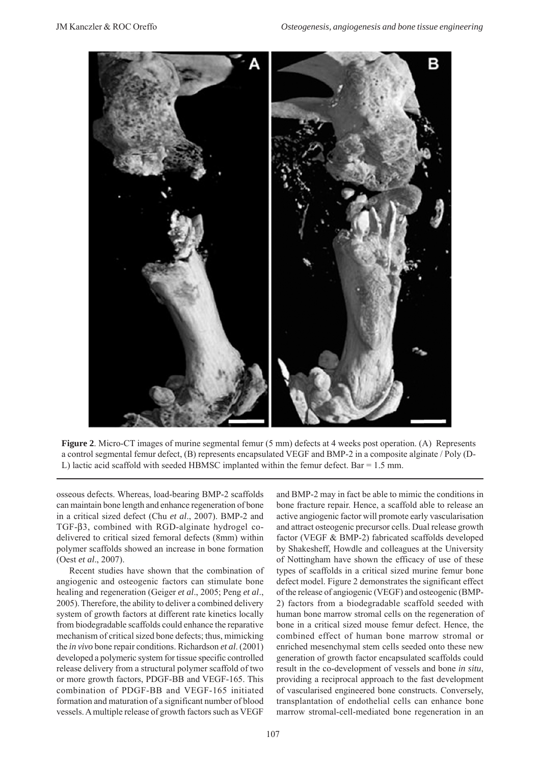**Figure 2**. Micro-CT images of murine segmental femur (5 mm) defects at 4 weeks post operation. (A) Represents a control segmental femur defect, (B) represents encapsulated VEGF and BMP-2 in a composite alginate / Poly (D-L) lactic acid scaffold with seeded HBMSC implanted within the femur defect. Bar = 1.5 mm.

osseous defects. Whereas, load-bearing BMP-2 scaffolds can maintain bone length and enhance regeneration of bone in a critical sized defect (Chu *et al*., 2007). BMP-2 and TGF-β3, combined with RGD-alginate hydrogel co-delivered to critical sized femoral defects (8mm) within polymer scaffolds showed an increase in bone formation (Oest *et al*., 2007).

Recent studies have shown that the combination of angiogenic and osteogenic factors can stimulate bone healing and regeneration (Geiger *et al*., 2005; Peng *et al*., 2005). Therefore, the ability to deliver a combined delivery system of growth factors at different rate kinetics locally from biodegradable scaffolds could enhance the reparative mechanism of critical sized bone defects; thus, mimicking the *in vivo* bone repair conditions. Richardson *et al*. (2001) developed a polymeric system for tissue specific controlled release delivery from a structural polymer scaffold of two or more growth factors, PDGF-BB and VEGF-165. This combination of PDGF-BB and VEGF-165 initiated formation and maturation of a significant number of blood vessels. A multiple release of growth factors such as VEGF and BMP-2 may in fact be able to mimic the conditions in bone fracture repair. Hence, a scaffold able to release an active angiogenic factor will promote early vascularisation and attract osteogenic precursor cells. Dual release growth factor (VEGF & BMP-2) fabricated scaffolds developed by Shakesheff, Howdle and colleagues at the University of Nottingham have shown the efficacy of use of these types of scaffolds in a critical sized murine femur bone defect model. Figure 2 demonstrates the significant effect of the release of angiogenic (VEGF) and osteogenic (BMP-2) factors from a biodegradable scaffold seeded with human bone marrow stromal cells on the regeneration of bone in a critical sized mouse femur defect. Hence, the combined effect of human bone marrow stromal or enriched mesenchymal stem cells seeded onto these new generation of growth factor encapsulated scaffolds could result in the co-development of vessels and bone *in situ*, providing a reciprocal approach to the fast development of vascularised engineered bone constructs. Conversely, transplantation of endothelial cells can enhance bone marrow stromal-cell-mediated bone regeneration in an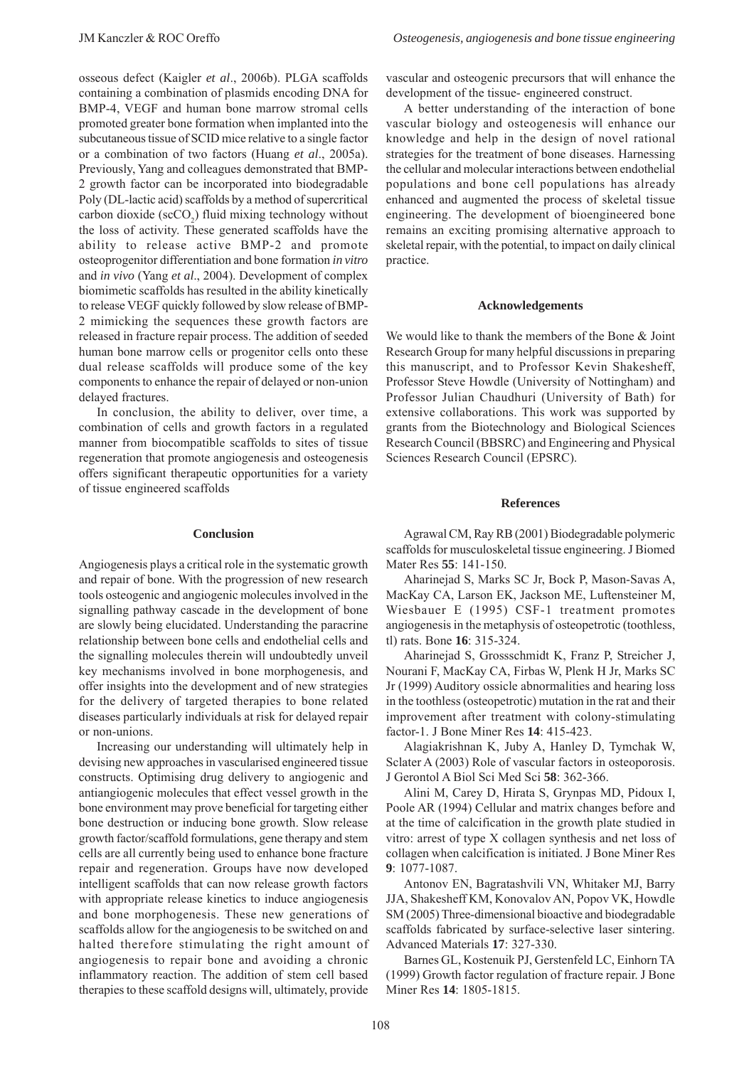osseous defect (Kaigler *et al*., 2006b). PLGA scaffolds containing a combination of plasmids encoding DNA for BMP-4, VEGF and human bone marrow stromal cells promoted greater bone formation when implanted into the subcutaneous tissue of SCID mice relative to a single factor or a combination of two factors (Huang *et al*., 2005a). Previously, Yang and colleagues demonstrated that BMP-2 growth factor can be incorporated into biodegradable Poly (DL-lactic acid) scaffolds by a method of supercritical carbon dioxide ($scCO_2$) fluid mixing technology without the loss of activity. These generated scaffolds have the ability to release active BMP-2 and promote osteoprogenitor differentiation and bone formation *in vitro* and *in vivo* (Yang *et al*., 2004). Development of complex biomimetic scaffolds has resulted in the ability kinetically to release VEGF quickly followed by slow release of BMP-2 mimicking the sequences these growth factors are released in fracture repair process. The addition of seeded human bone marrow cells or progenitor cells onto these dual release scaffolds will produce some of the key components to enhance the repair of delayed or non-union delayed fractures.

In conclusion, the ability to deliver, over time, a combination of cells and growth factors in a regulated manner from biocompatible scaffolds to sites of tissue regeneration that promote angiogenesis and osteogenesis offers significant therapeutic opportunities for a variety of tissue engineered scaffolds

## Conclusion

Angiogenesis plays a critical role in the systematic growth and repair of bone. With the progression of new research tools osteogenic and angiogenic molecules involved in the signalling pathway cascade in the development of bone are slowly being elucidated. Understanding the paracrine relationship between bone cells and endothelial cells and the signalling molecules therein will undoubtedly unveil key mechanisms involved in bone morphogenesis, and offer insights into the development and of new strategies for the delivery of targeted therapies to bone related diseases particularly individuals at risk for delayed repair or non-unions.

Increasing our understanding will ultimately help in devising new approaches in vascularised engineered tissue constructs. Optimising drug delivery to angiogenic and antiangiogenic molecules that effect vessel growth in the bone environment may prove beneficial for targeting either bone destruction or inducing bone growth. Slow release growth factor/scaffold formulations, gene therapy and stem cells are all currently being used to enhance bone fracture repair and regeneration. Groups have now developed intelligent scaffolds that can now release growth factors with appropriate release kinetics to induce angiogenesis and bone morphogenesis. These new generations of scaffolds allow for the angiogenesis to be switched on and halted therefore stimulating the right amount of angiogenesis to repair bone and avoiding a chronic inflammatory reaction. The addition of stem cell based therapies to these scaffold designs will, ultimately, provide vascular and osteogenic precursors that will enhance the development of the tissue- engineered construct.

A better understanding of the interaction of bone vascular biology and osteogenesis will enhance our knowledge and help in the design of novel rational strategies for the treatment of bone diseases. Harnessing the cellular and molecular interactions between endothelial populations and bone cell populations has already enhanced and augmented the process of skeletal tissue engineering. The development of bioengineered bone remains an exciting promising alternative approach to skeletal repair, with the potential, to impact on daily clinical practice.

## Acknowledgements

We would like to thank the members of the Bone & Joint Research Group for many helpful discussions in preparing this manuscript, and to Professor Kevin Shakesheff, Professor Steve Howdle (University of Nottingham) and Professor Julian Chaudhuri (University of Bath) for extensive collaborations. This work was supported by grants from the Biotechnology and Biological Sciences Research Council (BBSRC) and Engineering and Physical Sciences Research Council (EPSRC).

## References

Agrawal CM, Ray RB (2001) Biodegradable polymeric scaffolds for musculoskeletal tissue engineering. J Biomed Mater Res **55**: 141-150.

Aharinejad S, Marks SC Jr, Bock P, Mason-Savas A, MacKay CA, Larson EK, Jackson ME, Luftensteiner M, Wiesbauer E (1995) CSF-1 treatment promotes angiogenesis in the metaphysis of osteopetrotic (toothless, tl) rats. Bone **16**: 315-324.

Aharinejad S, Grossschmidt K, Franz P, Streicher J, Nourani F, MacKay CA, Firbas W, Plenk H Jr, Marks SC Jr (1999) Auditory ossicle abnormalities and hearing loss in the toothless (osteopetrotic) mutation in the rat and their improvement after treatment with colony-stimulating factor-1. J Bone Miner Res **14**: 415-423.

Alagiakrishnan K, Juby A, Hanley D, Tymchak W, Sclater A (2003) Role of vascular factors in osteoporosis. J Gerontol A Biol Sci Med Sci **58**: 362-366.

Alini M, Carey D, Hirata S, Grynpas MD, Pidoux I, Poole AR (1994) Cellular and matrix changes before and at the time of calcification in the growth plate studied in vitro: arrest of type X collagen synthesis and net loss of collagen when calcification is initiated. J Bone Miner Res **9**: 1077-1087.

Antonov EN, Bagratashvili VN, Whitaker MJ, Barry JJA, Shakesheff KM, Konovalov AN, Popov VK, Howdle SM (2005) Three-dimensional bioactive and biodegradable scaffolds fabricated by surface-selective laser sintering. Advanced Materials **17**: 327-330.

Barnes GL, Kostenuik PJ, Gerstenfeld LC, Einhorn TA (1999) Growth factor regulation of fracture repair. J Bone Miner Res **14**: 1805-1815.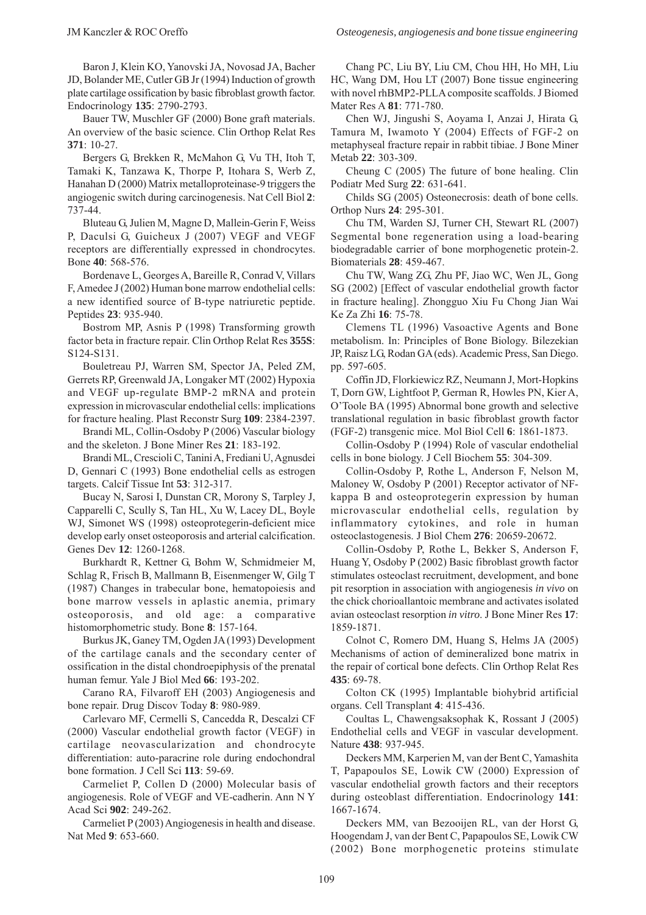Baron J, Klein KO, Yanovski JA, Novosad JA, Bacher JD, Bolander ME, Cutler GB Jr (1994) Induction of growth plate cartilage ossification by basic fibroblast growth factor. Endocrinology **135**: 2790-2793.

Bauer TW, Muschler GF (2000) Bone graft materials. An overview of the basic science. Clin Orthop Relat Res **371**: 10-27.

Bergers G, Brekken R, McMahon G, Vu TH, Itoh T, Tamaki K, Tanzawa K, Thorpe P, Itohara S, Werb Z, Hanahan D (2000) Matrix metalloproteinase-9 triggers the angiogenic switch during carcinogenesis. Nat Cell Biol **2**: 737-44.

Bluteau G, Julien M, Magne D, Mallein-Gerin F, Weiss P, Daculsi G, Guicheux J (2007) VEGF and VEGF receptors are differentially expressed in chondrocytes. Bone **40**: 568-576.

Bordenave L, Georges A, Bareille R, Conrad V, Villars F, Amedee J (2002) Human bone marrow endothelial cells: a new identified source of B-type natriuretic peptide. Peptides **23**: 935-940.

Bostrom MP, Asnis P (1998) Transforming growth factor beta in fracture repair. Clin Orthop Relat Res **355S**: S124-S131.

Bouletreau PJ, Warren SM, Spector JA, Peled ZM, Gerrets RP, Greenwald JA, Longaker MT (2002) Hypoxia and VEGF up-regulate BMP-2 mRNA and protein expression in microvascular endothelial cells: implications for fracture healing. Plast Reconstr Surg **109**: 2384-2397.

Brandi ML, Collin-Osdoby P (2006) Vascular biology and the skeleton. J Bone Miner Res **21**: 183-192.

Brandi ML, Crescioli C, Tanini A, Frediani U, Agnusdei D, Gennari C (1993) Bone endothelial cells as estrogen targets. Calcif Tissue Int **53**: 312-317.

Bucay N, Sarosi I, Dunstan CR, Morony S, Tarpley J, Capparelli C, Scully S, Tan HL, Xu W, Lacey DL, Boyle WJ, Simonet WS (1998) osteoprotegerin-deficient mice develop early onset osteoporosis and arterial calcification. Genes Dev **12**: 1260-1268.

Burkhardt R, Kettner G, Bohm W, Schmidmeier M, Schlag R, Frisch B, Mallmann B, Eisenmenger W, Gilg T (1987) Changes in trabecular bone, hematopoiesis and bone marrow vessels in aplastic anemia, primary osteoporosis, and old age: a comparative histomorphometric study. Bone **8**: 157-164.

Burkus JK, Ganey TM, Ogden JA (1993) Development of the cartilage canals and the secondary center of ossification in the distal chondroepiphysis of the prenatal human femur. Yale J Biol Med **66**: 193-202.

Carano RA, Filvaroff EH (2003) Angiogenesis and bone repair. Drug Discov Today **8**: 980-989.

Carlevaro MF, Cermelli S, Cancedda R, Descalzi CF (2000) Vascular endothelial growth factor (VEGF) in cartilage neovascularization and chondrocyte differentiation: auto-paracrine role during endochondral bone formation. J Cell Sci **113**: 59-69.

Carmeliet P, Collen D (2000) Molecular basis of angiogenesis. Role of VEGF and VE-cadherin. Ann N Y Acad Sci **902**: 249-262.

Carmeliet P (2003) Angiogenesis in health and disease. Nat Med **9**: 653-660.

Chang PC, Liu BY, Liu CM, Chou HH, Ho MH, Liu HC, Wang DM, Hou LT (2007) Bone tissue engineering with novel rhBMP2-PLLA composite scaffolds. J Biomed Mater Res A **81**: 771-780.

Chen WJ, Jingushi S, Aoyama I, Anzai J, Hirata G, Tamura M, Iwamoto Y (2004) Effects of FGF-2 on metaphyseal fracture repair in rabbit tibiae. J Bone Miner Metab **22**: 303-309.

Cheung C (2005) The future of bone healing. Clin Podiatr Med Surg **22**: 631-641.

Childs SG (2005) Osteonecrosis: death of bone cells. Orthop Nurs **24**: 295-301.

Chu TM, Warden SJ, Turner CH, Stewart RL (2007) Segmental bone regeneration using a load-bearing biodegradable carrier of bone morphogenetic protein-2. Biomaterials **28**: 459-467.

Chu TW, Wang ZG, Zhu PF, Jiao WC, Wen JL, Gong SG (2002) [Effect of vascular endothelial growth factor in fracture healing]. Zhongguo Xiu Fu Chong Jian Wai Ke Za Zhi **16**: 75-78.

Clemens TL (1996) Vasoactive Agents and Bone metabolism. In: Principles of Bone Biology. Bilezekian JP, Raisz LG, Rodan GA (eds). Academic Press, San Diego. pp. 597-605.

Coffin JD, Florkiewicz RZ, Neumann J, Mort-Hopkins T, Dorn GW, Lightfoot P, German R, Howles PN, Kier A, O'Toole BA (1995) Abnormal bone growth and selective translational regulation in basic fibroblast growth factor (FGF-2) transgenic mice. Mol Biol Cell **6**: 1861-1873.

Collin-Osdoby P (1994) Role of vascular endothelial cells in bone biology. J Cell Biochem **55**: 304-309.

Collin-Osdoby P, Rothe L, Anderson F, Nelson M, Maloney W, Osdoby P (2001) Receptor activator of NF-kappa B and osteoprotegerin expression by human microvascular endothelial cells, regulation by inflammatory cytokines, and role in human osteoclastogenesis. J Biol Chem **276**: 20659-20672.

Collin-Osdoby P, Rothe L, Bekker S, Anderson F, Huang Y, Osdoby P (2002) Basic fibroblast growth factor stimulates osteoclast recruitment, development, and bone pit resorption in association with angiogenesis *in vivo* on the chick chorioallantoic membrane and activates isolated avian osteoclast resorption *in vitro*. J Bone Miner Res **17**: 1859-1871.

Colnot C, Romero DM, Huang S, Helms JA (2005) Mechanisms of action of demineralized bone matrix in the repair of cortical bone defects. Clin Orthop Relat Res **435**: 69-78.

Colton CK (1995) Implantable biohybrid artificial organs. Cell Transplant **4**: 415-436.

Coultas L, Chawengsaksophak K, Rossant J (2005) Endothelial cells and VEGF in vascular development. Nature **438**: 937-945.

Deckers MM, Karperien M, van der Bent C, Yamashita T, Papapoulos SE, Lowik CW (2000) Expression of vascular endothelial growth factors and their receptors during osteoblast differentiation. Endocrinology **141**: 1667-1674.

Deckers MM, van Bezooijen RL, van der Horst G, Hoogendam J, van der Bent C, Papapoulos SE, Lowik CW (2002) Bone morphogenetic proteins stimulate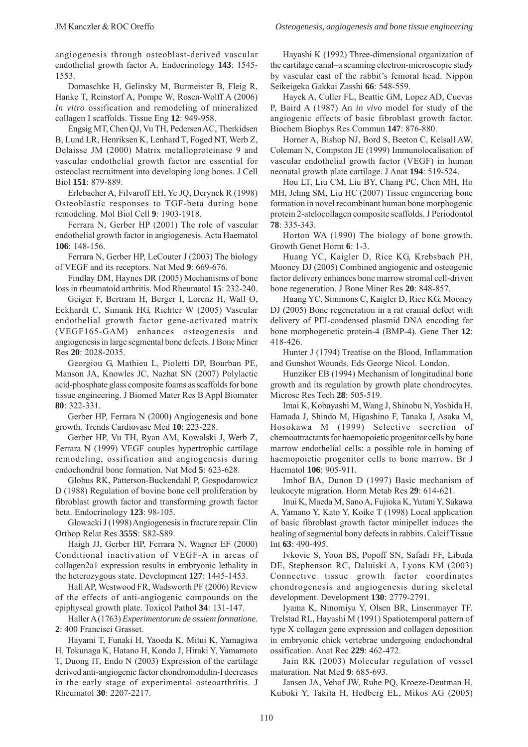angiogenesis through osteoblast-derived vascular endothelial growth factor A. Endocrinology **143**: 1545-1553.

Domaschke H, Gelinsky M, Burmeister B, Fleig R, Hanke T, Reinstorf A, Pompe W, Rosen-Wolff A (2006) *In vitro* ossification and remodeling of mineralized collagen I scaffolds. Tissue Eng **12**: 949-958.

Engsig MT, Chen QJ, Vu TH, Pedersen AC, Therkidsen B, Lund LR, Henriksen K, Lenhard T, Foged NT, Werb Z, Delaisse JM (2000) Matrix metalloproteinase 9 and vascular endothelial growth factor are essential for osteoclast recruitment into developing long bones. J Cell Biol **151**: 879-889.

Erlebacher A, Filvaroff EH, Ye JQ, Derynck R (1998) Osteoblastic responses to TGF-beta during bone remodeling. Mol Biol Cell **9**: 1903-1918.

Ferrara N, Gerber HP (2001) The role of vascular endothelial growth factor in angiogenesis. Acta Haematol **106**: 148-156.

Ferrara N, Gerber HP, LeCouter J (2003) The biology of VEGF and its receptors. Nat Med **9**: 669-676.

Findlay DM, Haynes DR (2005) Mechanisms of bone loss in rheumatoid arthritis. Mod Rheumatol **15**: 232-240.

Geiger F, Bertram H, Berger I, Lorenz H, Wall O, Eckhardt C, Simank HG, Richter W (2005) Vascular endothelial growth factor gene-activated matrix (VEGF165-GAM) enhances osteogenesis and angiogenesis in large segmental bone defects. J Bone Miner Res **20**: 2028-2035.

Georgiou G, Mathieu L, Pioletti DP, Bourban PE, Manson JA, Knowles JC, Nazhat SN (2007) Polylactic acid-phosphate glass composite foams as scaffolds for bone tissue engineering. J Biomed Mater Res B Appl Biomater **80**: 322-331.

Gerber HP, Ferrara N (2000) Angiogenesis and bone growth. Trends Cardiovasc Med **10**: 223-228.

Gerber HP, Vu TH, Ryan AM, Kowalski J, Werb Z, Ferrara N (1999) VEGF couples hypertrophic cartilage remodeling, ossification and angiogenesis during endochondral bone formation. Nat Med **5**: 623-628.

Globus RK, Patterson-Buckendahl P, Gospodarowicz D (1988) Regulation of bovine bone cell proliferation by fibroblast growth factor and transforming growth factor beta. Endocrinology **123**: 98-105.

Glowacki J (1998) Angiogenesis in fracture repair. Clin Orthop Relat Res **355S**: S82-S89.

Haigh JJ, Gerber HP, Ferrara N, Wagner EF (2000) Conditional inactivation of VEGF-A in areas of collagen2a1 expression results in embryonic lethality in the heterozygous state. Development **127**: 1445-1453.

Hall AP, Westwood FR, Wadsworth PF (2006) Review of the effects of anti-angiogenic compounds on the epiphyseal growth plate. Toxicol Pathol **34**: 131-147.

Haller A (1763) *Experimentorum de ossiem formatione.* **2**: 400 Francisci Grasset.

Hayami T, Funaki H, Yaoeda K, Mitui K, Yamagiwa H, Tokunaga K, Hatano H, Kondo J, Hiraki Y, Yamamoto T, Duong lT, Endo N (2003) Expression of the cartilage derived anti-angiogenic factor chondromodulin-I decreases in the early stage of experimental osteoarthritis. J Rheumatol **30**: 2207-2217.

Hayashi K (1992) Three-dimensional organization of the cartilage canal–a scanning electron-microscopic study by vascular cast of the rabbit's femoral head. Nippon Seikeigeka Gakkai Zasshi **66**: 548-559.

Hayek A, Culler FL, Beattie GM, Lopez AD, Cuevas P, Baird A (1987) An *in vivo* model for study of the angiogenic effects of basic fibroblast growth factor. Biochem Biophys Res Commun **147**: 876-880.

Horner A, Bishop NJ, Bord S, Beeton C, Kelsall AW, Coleman N, Compston JE (1999) Immunolocalisation of vascular endothelial growth factor (VEGF) in human neonatal growth plate cartilage. J Anat **194**: 519-524.

Hou LT, Liu CM, Liu BY, Chang PC, Chen MH, Ho MH, Jehng SM, Liu HC (2007) Tissue engineering bone formation in novel recombinant human bone morphogenic protein 2-atelocollagen composite scaffolds. J Periodontol **78**: 335-343.

Horton WA (1990) The biology of bone growth. Growth Genet Horm **6**: 1-3.

Huang YC, Kaigler D, Rice KG, Krebsbach PH, Mooney DJ (2005) Combined angiogenic and osteogenic factor delivery enhances bone marrow stromal cell-driven bone regeneration. J Bone Miner Res **20**: 848-857.

Huang YC, Simmons C, Kaigler D, Rice KG, Mooney DJ (2005) Bone regeneration in a rat cranial defect with delivery of PEI-condensed plasmid DNA encoding for bone morphogenetic protein-4 (BMP-4). Gene Ther **12**: 418-426.

Hunter J (1794) Treatise on the Blood, Inflammation and Gunshot Wounds. Eds George Nicol. London.

Hunziker EB (1994) Mechanism of longitudinal bone growth and its regulation by growth plate chondrocytes. Microsc Res Tech **28**: 505-519.

Imai K, Kobayashi M, Wang J, Shinobu N, Yoshida H, Hamada J, Shindo M, Higashino F, Tanaka J, Asaka M, Hosokawa M (1999) Selective secretion of chemoattractants for haemopoietic progenitor cells by bone marrow endothelial cells: a possible role in homing of haemopoietic progenitor cells to bone marrow. Br J Haematol **106**: 905-911.

Imhof BA, Dunon D (1997) Basic mechanism of leukocyte migration. Horm Metab Res **29**: 614-621.

Inui K, Maeda M, Sano A, Fujioka K, Yutani Y, Sakawa A, Yamano Y, Kato Y, Koike T (1998) Local application of basic fibroblast growth factor minipellet induces the healing of segmental bony defects in rabbits. Calcif Tissue Int **63**: 490-495.

Ivkovic S, Yoon BS, Popoff SN, Safadi FF, Libuda DE, Stephenson RC, Daluiski A, Lyons KM (2003) Connective tissue growth factor coordinates chondrogenesis and angiogenesis during skeletal development. Development **130**: 2779-2791.

Iyama K, Ninomiya Y, Olsen BR, Linsenmayer TF, Trelstad RL, Hayashi M (1991) Spatiotemporal pattern of type X collagen gene expression and collagen deposition in embryonic chick vertebrae undergoing endochondral ossification. Anat Rec **229**: 462-472.

Jain RK (2003) Molecular regulation of vessel maturation. Nat Med **9**: 685-693.

Jansen JA, Vehof JW, Ruhe PQ, Kroeze-Deutman H, Kuboki Y, Takita H, Hedberg EL, Mikos AG (2005)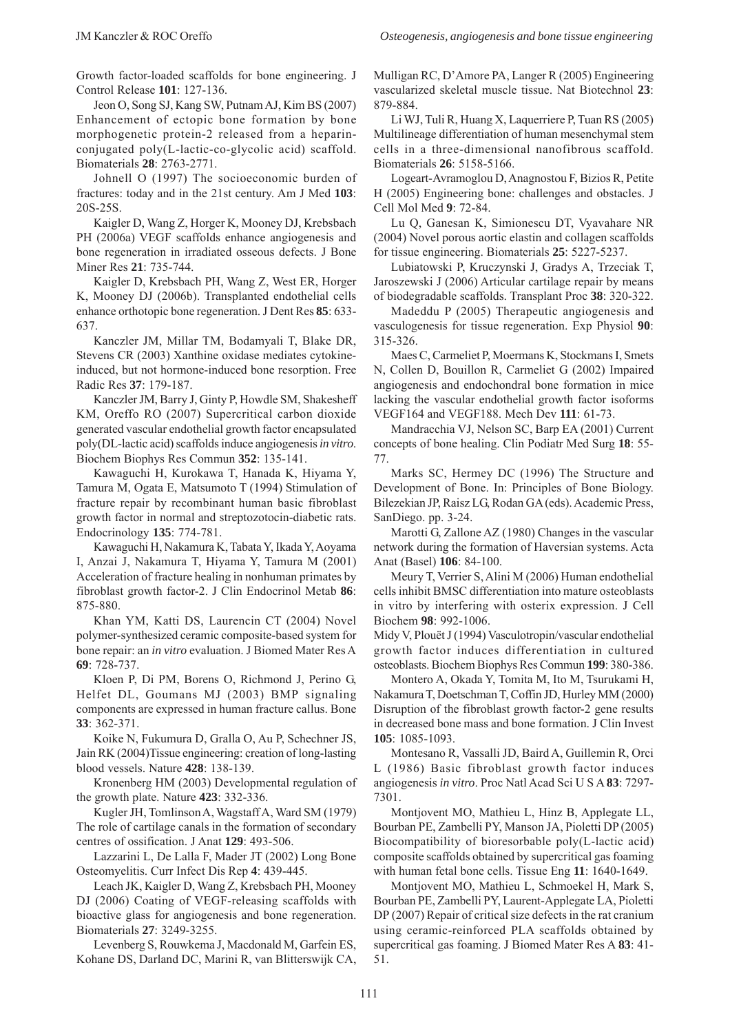Growth factor-loaded scaffolds for bone engineering. J Control Release **101**: 127-136.

Jeon O, Song SJ, Kang SW, Putnam AJ, Kim BS (2007) Enhancement of ectopic bone formation by bone morphogenetic protein-2 released from a heparin-conjugated poly(L-lactic-co-glycolic acid) scaffold. Biomaterials **28**: 2763-2771.

Johnell O (1997) The socioeconomic burden of fractures: today and in the 21st century. Am J Med **103**: 20S-25S.

Kaigler D, Wang Z, Horger K, Mooney DJ, Krebsbach PH (2006a) VEGF scaffolds enhance angiogenesis and bone regeneration in irradiated osseous defects. J Bone Miner Res **21**: 735-744.

Kaigler D, Krebsbach PH, Wang Z, West ER, Horger K, Mooney DJ (2006b). Transplanted endothelial cells enhance orthotopic bone regeneration. J Dent Res **85**: 633-637.

Kanczler JM, Millar TM, Bodamyali T, Blake DR, Stevens CR (2003) Xanthine oxidase mediates cytokine-induced, but not hormone-induced bone resorption. Free Radic Res **37**: 179-187.

Kanczler JM, Barry J, Ginty P, Howdle SM, Shakesheff KM, Oreffo RO (2007) Supercritical carbon dioxide generated vascular endothelial growth factor encapsulated poly(DL-lactic acid) scaffolds induce angiogenesis *in vitro*. Biochem Biophys Res Commun **352**: 135-141.

Kawaguchi H, Kurokawa T, Hanada K, Hiyama Y, Tamura M, Ogata E, Matsumoto T (1994) Stimulation of fracture repair by recombinant human basic fibroblast growth factor in normal and streptozotocin-diabetic rats. Endocrinology **135**: 774-781.

Kawaguchi H, Nakamura K, Tabata Y, Ikada Y, Aoyama I, Anzai J, Nakamura T, Hiyama Y, Tamura M (2001) Acceleration of fracture healing in nonhuman primates by fibroblast growth factor-2. J Clin Endocrinol Metab **86**: 875-880.

Khan YM, Katti DS, Laurencin CT (2004) Novel polymer-synthesized ceramic composite-based system for bone repair: an *in vitro* evaluation. J Biomed Mater Res A **69**: 728-737.

Kloen P, Di PM, Borens O, Richmond J, Perino G, Helfet DL, Goumans MJ (2003) BMP signaling components are expressed in human fracture callus. Bone **33**: 362-371.

Koike N, Fukumura D, Gralla O, Au P, Schechner JS, Jain RK (2004)Tissue engineering: creation of long-lasting blood vessels. Nature **428**: 138-139.

Kronenberg HM (2003) Developmental regulation of the growth plate. Nature **423**: 332-336.

Kugler JH, Tomlinson A, Wagstaff A, Ward SM (1979) The role of cartilage canals in the formation of secondary centres of ossification. J Anat **129**: 493-506.

Lazzarini L, De Lalla F, Mader JT (2002) Long Bone Osteomyelitis. Curr Infect Dis Rep **4**: 439-445.

Leach JK, Kaigler D, Wang Z, Krebsbach PH, Mooney DJ (2006) Coating of VEGF-releasing scaffolds with bioactive glass for angiogenesis and bone regeneration. Biomaterials **27**: 3249-3255.

Levenberg S, Rouwkema J, Macdonald M, Garfein ES, Kohane DS, Darland DC, Marini R, van Blitterswijk CA, Mulligan RC, D'Amore PA, Langer R (2005) Engineering vascularized skeletal muscle tissue. Nat Biotechnol **23**: 879-884.

Li WJ, Tuli R, Huang X, Laquerriere P, Tuan RS (2005) Multilineage differentiation of human mesenchymal stem cells in a three-dimensional nanofibrous scaffold. Biomaterials **26**: 5158-5166.

Logeart-Avramoglou D, Anagnostou F, Bizios R, Petite H (2005) Engineering bone: challenges and obstacles. J Cell Mol Med **9**: 72-84.

Lu Q, Ganesan K, Simionescu DT, Vyavahare NR (2004) Novel porous aortic elastin and collagen scaffolds for tissue engineering. Biomaterials **25**: 5227-5237.

Lubiatowski P, Kruczynski J, Gradys A, Trzeciak T, Jaroszewski J (2006) Articular cartilage repair by means of biodegradable scaffolds. Transplant Proc **38**: 320-322.

Madeddu P (2005) Therapeutic angiogenesis and vasculogenesis for tissue regeneration. Exp Physiol **90**: 315-326.

Maes C, Carmeliet P, Moermans K, Stockmans I, Smets N, Collen D, Bouillon R, Carmeliet G (2002) Impaired angiogenesis and endochondral bone formation in mice lacking the vascular endothelial growth factor isoforms VEGF164 and VEGF188. Mech Dev **111**: 61-73.

Mandracchia VJ, Nelson SC, Barp EA (2001) Current concepts of bone healing. Clin Podiatr Med Surg **18**: 55-77.

Marks SC, Hermey DC (1996) The Structure and Development of Bone. In: Principles of Bone Biology. Bilezekian JP, Raisz LG, Rodan GA (eds). Academic Press, SanDiego. pp. 3-24.

Marotti G, Zallone AZ (1980) Changes in the vascular network during the formation of Haversian systems. Acta Anat (Basel) **106**: 84-100.

Meury T, Verrier S, Alini M (2006) Human endothelial cells inhibit BMSC differentiation into mature osteoblasts in vitro by interfering with osterix expression. J Cell Biochem **98**: 992-1006.

Midy V, Plouët J (1994) Vasculotropin/vascular endothelial growth factor induces differentiation in cultured osteoblasts. Biochem Biophys Res Commun **199**: 380-386.

Montero A, Okada Y, Tomita M, Ito M, Tsurukami H, Nakamura T, Doetschman T, Coffin JD, Hurley MM (2000) Disruption of the fibroblast growth factor-2 gene results in decreased bone mass and bone formation. J Clin Invest **105**: 1085-1093.

Montesano R, Vassalli JD, Baird A, Guillemin R, Orci L (1986) Basic fibroblast growth factor induces angiogenesis *in vitro*. Proc Natl Acad Sci U S A **83**: 7297-7301.

Montjovent MO, Mathieu L, Hinz B, Applegate LL, Bourban PE, Zambelli PY, Manson JA, Pioletti DP (2005) Biocompatibility of bioresorbable poly(L-lactic acid) composite scaffolds obtained by supercritical gas foaming with human fetal bone cells. Tissue Eng **11**: 1640-1649.

Montjovent MO, Mathieu L, Schmoekel H, Mark S, Bourban PE, Zambelli PY, Laurent-Applegate LA, Pioletti DP (2007) Repair of critical size defects in the rat cranium using ceramic-reinforced PLA scaffolds obtained by supercritical gas foaming. J Biomed Mater Res A **83**: 41-51.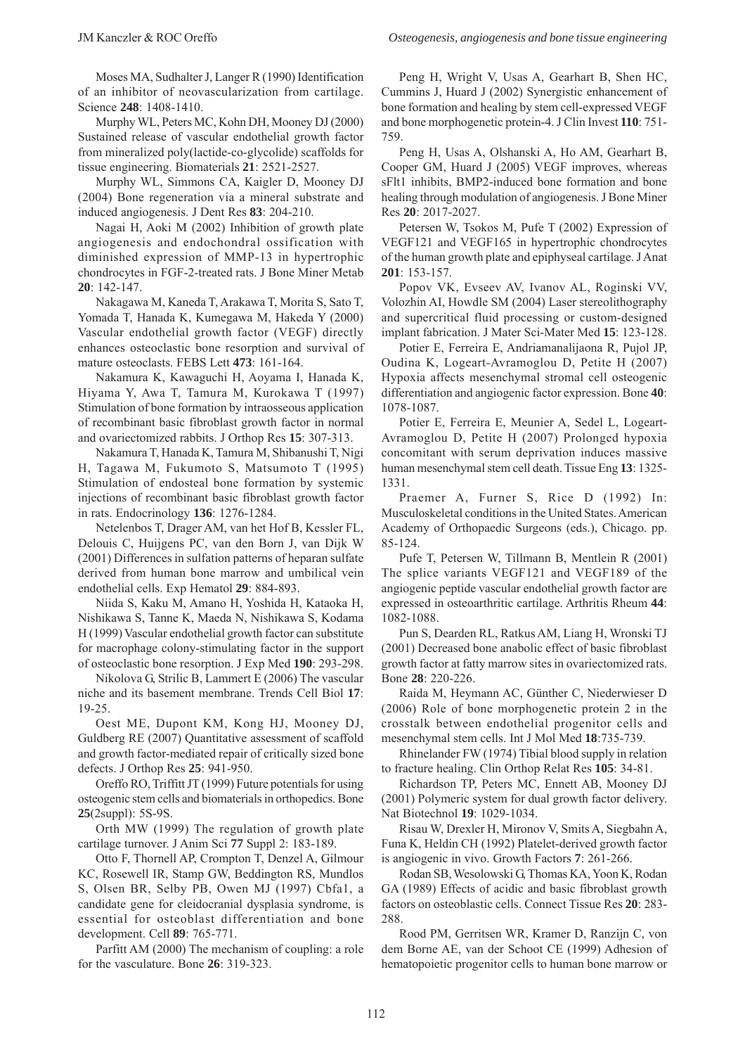Moses MA, Sudhalter J, Langer R (1990) Identification of an inhibitor of neovascularization from cartilage. Science **248**: 1408-1410.

Murphy WL, Peters MC, Kohn DH, Mooney DJ (2000) Sustained release of vascular endothelial growth factor from mineralized poly(lactide-co-glycolide) scaffolds for tissue engineering. Biomaterials **21**: 2521-2527.

Murphy WL, Simmons CA, Kaigler D, Mooney DJ (2004) Bone regeneration via a mineral substrate and induced angiogenesis. J Dent Res **83**: 204-210.

Nagai H, Aoki M (2002) Inhibition of growth plate angiogenesis and endochondral ossification with diminished expression of MMP-13 in hypertrophic chondrocytes in FGF-2-treated rats. J Bone Miner Metab **20**: 142-147.

Nakagawa M, Kaneda T, Arakawa T, Morita S, Sato T, Yomada T, Hanada K, Kumegawa M, Hakeda Y (2000) Vascular endothelial growth factor (VEGF) directly enhances osteoclastic bone resorption and survival of mature osteoclasts. FEBS Lett **473**: 161-164.

Nakamura K, Kawaguchi H, Aoyama I, Hanada K, Hiyama Y, Awa T, Tamura M, Kurokawa T (1997) Stimulation of bone formation by intraosseous application of recombinant basic fibroblast growth factor in normal and ovariectomized rabbits. J Orthop Res **15**: 307-313.

Nakamura T, Hanada K, Tamura M, Shibanushi T, Nigi H, Tagawa M, Fukumoto S, Matsumoto T (1995) Stimulation of endosteal bone formation by systemic injections of recombinant basic fibroblast growth factor in rats. Endocrinology **136**: 1276-1284.

Netelenbos T, Drager AM, van het Hof B, Kessler FL, Delouis C, Huijgens PC, van den Born J, van Dijk W (2001) Differences in sulfation patterns of heparan sulfate derived from human bone marrow and umbilical vein endothelial cells. Exp Hematol **29**: 884-893.

Niida S, Kaku M, Amano H, Yoshida H, Kataoka H, Nishikawa S, Tanne K, Maeda N, Nishikawa S, Kodama H (1999) Vascular endothelial growth factor can substitute for macrophage colony-stimulating factor in the support of osteoclastic bone resorption. J Exp Med **190**: 293-298.

Nikolova G, Strilic B, Lammert E (2006) The vascular niche and its basement membrane. Trends Cell Biol **17**: 19-25.

Oest ME, Dupont KM, Kong HJ, Mooney DJ, Guldberg RE (2007) Quantitative assessment of scaffold and growth factor-mediated repair of critically sized bone defects. J Orthop Res **25**: 941-950.

Oreffo RO, Triffitt JT (1999) Future potentials for using osteogenic stem cells and biomaterials in orthopedics. Bone **25**(2suppl): 5S-9S.

Orth MW (1999) The regulation of growth plate cartilage turnover. J Anim Sci **77** Suppl 2: 183-189.

Otto F, Thornell AP, Crompton T, Denzel A, Gilmour KC, Rosewell IR, Stamp GW, Beddington RS, Mundlos S, Olsen BR, Selby PB, Owen MJ (1997) Cbfa1, a candidate gene for cleidocranial dysplasia syndrome, is essential for osteoblast differentiation and bone development. Cell **89**: 765-771.

Parfitt AM (2000) The mechanism of coupling: a role for the vasculature. Bone **26**: 319-323.

Peng H, Wright V, Usas A, Gearhart B, Shen HC, Cummins J, Huard J (2002) Synergistic enhancement of bone formation and healing by stem cell-expressed VEGF and bone morphogenetic protein-4. J Clin Invest **110**: 751-759.

Peng H, Usas A, Olshanski A, Ho AM, Gearhart B, Cooper GM, Huard J (2005) VEGF improves, whereas sFlt1 inhibits, BMP2-induced bone formation and bone healing through modulation of angiogenesis. J Bone Miner Res **20**: 2017-2027.

Petersen W, Tsokos M, Pufe T (2002) Expression of VEGF121 and VEGF165 in hypertrophic chondrocytes of the human growth plate and epiphyseal cartilage. J Anat **201**: 153-157.

Popov VK, Evseev AV, Ivanov AL, Roginski VV, Volozhin AI, Howdle SM (2004) Laser stereolithography and supercritical fluid processing or custom-designed implant fabrication. J Mater Sci-Mater Med **15**: 123-128.

Potier E, Ferreira E, Andriamanalijaona R, Pujol JP, Oudina K, Logeart-Avramoglou D, Petite H (2007) Hypoxia affects mesenchymal stromal cell osteogenic differentiation and angiogenic factor expression. Bone **40**: 1078-1087.

Potier E, Ferreira E, Meunier A, Sedel L, Logeart-Avramoglou D, Petite H (2007) Prolonged hypoxia concomitant with serum deprivation induces massive human mesenchymal stem cell death. Tissue Eng **13**: 1325-1331.

Praemer A, Furner S, Rice D (1992) In: Musculoskeletal conditions in the United States. American Academy of Orthopaedic Surgeons (eds.), Chicago. pp. 85-124.

Pufe T, Petersen W, Tillmann B, Mentlein R (2001) The splice variants VEGF121 and VEGF189 of the angiogenic peptide vascular endothelial growth factor are expressed in osteoarthritic cartilage. Arthritis Rheum **44**: 1082-1088.

Pun S, Dearden RL, Ratkus AM, Liang H, Wronski TJ (2001) Decreased bone anabolic effect of basic fibroblast growth factor at fatty marrow sites in ovariectomized rats. Bone **28**: 220-226.

Raida M, Heymann AC, Günther C, Niederwieser D (2006) Role of bone morphogenetic protein 2 in the crosstalk between endothelial progenitor cells and mesenchymal stem cells. Int J Mol Med **18**:735-739.

Rhinelander FW (1974) Tibial blood supply in relation to fracture healing. Clin Orthop Relat Res **105**: 34-81.

Richardson TP, Peters MC, Ennett AB, Mooney DJ (2001) Polymeric system for dual growth factor delivery. Nat Biotechnol **19**: 1029-1034.

Risau W, Drexler H, Mironov V, Smits A, Siegbahn A, Funa K, Heldin CH (1992) Platelet-derived growth factor is angiogenic in vivo. Growth Factors **7**: 261-266.

Rodan SB, Wesolowski G, Thomas KA, Yoon K, Rodan GA (1989) Effects of acidic and basic fibroblast growth factors on osteoblastic cells. Connect Tissue Res **20**: 283-288.

Rood PM, Gerritsen WR, Kramer D, Ranzijn C, von dem Borne AE, van der Schoot CE (1999) Adhesion of hematopoietic progenitor cells to human bone marrow or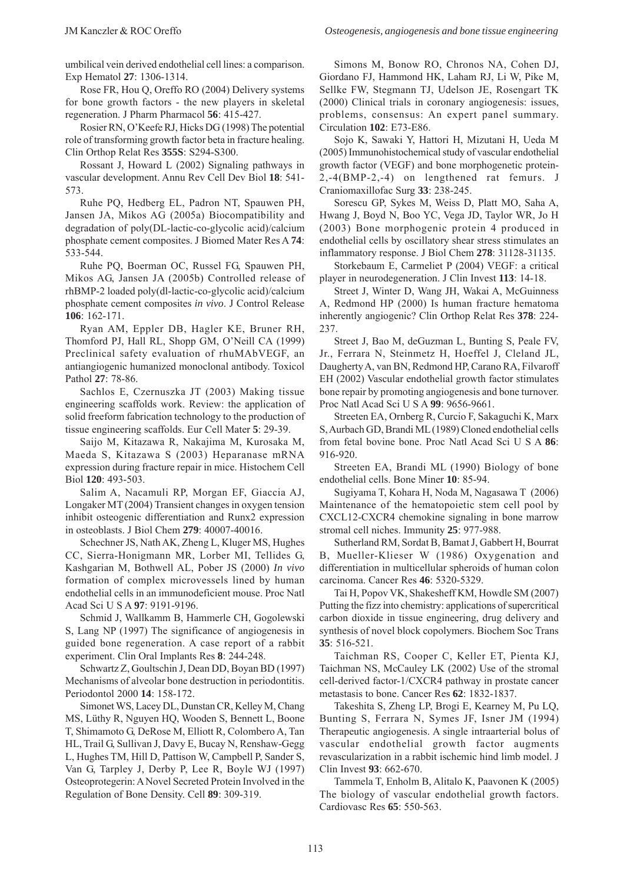umbilical vein derived endothelial cell lines: a comparison. Exp Hematol **27**: 1306-1314.

Rose FR, Hou Q, Oreffo RO (2004) Delivery systems for bone growth factors - the new players in skeletal regeneration. J Pharm Pharmacol **56**: 415-427.

Rosier RN, O'Keefe RJ, Hicks DG (1998) The potential role of transforming growth factor beta in fracture healing. Clin Orthop Relat Res **355S**: S294-S300.

Rossant J, Howard L (2002) Signaling pathways in vascular development. Annu Rev Cell Dev Biol **18**: 541-573.

Ruhe PQ, Hedberg EL, Padron NT, Spauwen PH, Jansen JA, Mikos AG (2005a) Biocompatibility and degradation of poly(DL-lactic-co-glycolic acid)/calcium phosphate cement composites. J Biomed Mater Res A **74**: 533-544.

Ruhe PQ, Boerman OC, Russel FG, Spauwen PH, Mikos AG, Jansen JA (2005b) Controlled release of rhBMP-2 loaded poly(dl-lactic-co-glycolic acid)/calcium phosphate cement composites *in vivo*. J Control Release **106**: 162-171.

Ryan AM, Eppler DB, Hagler KE, Bruner RH, Thomford PJ, Hall RL, Shopp GM, O'Neill CA (1999) Preclinical safety evaluation of rhuMAbVEGF, an antiangiogenic humanized monoclonal antibody. Toxicol Pathol **27**: 78-86.

Sachlos E, Czernuszka JT (2003) Making tissue engineering scaffolds work. Review: the application of solid freeform fabrication technology to the production of tissue engineering scaffolds. Eur Cell Mater **5**: 29-39.

Saijo M, Kitazawa R, Nakajima M, Kurosaka M, Maeda S, Kitazawa S (2003) Heparanase mRNA expression during fracture repair in mice. Histochem Cell Biol **120**: 493-503.

Salim A, Nacamuli RP, Morgan EF, Giaccia AJ, Longaker MT (2004) Transient changes in oxygen tension inhibit osteogenic differentiation and Runx2 expression in osteoblasts. J Biol Chem **279**: 40007-40016.

Schechner JS, Nath AK, Zheng L, Kluger MS, Hughes CC, Sierra-Honigmann MR, Lorber MI, Tellides G, Kashgarian M, Bothwell AL, Pober JS (2000) *In vivo* formation of complex microvessels lined by human endothelial cells in an immunodeficient mouse. Proc Natl Acad Sci U S A **97**: 9191-9196.

Schmid J, Wallkamm B, Hammerle CH, Gogolewski S, Lang NP (1997) The significance of angiogenesis in guided bone regeneration. A case report of a rabbit experiment. Clin Oral Implants Res **8**: 244-248.

Schwartz Z, Goultschin J, Dean DD, Boyan BD (1997) Mechanisms of alveolar bone destruction in periodontitis. Periodontol 2000 **14**: 158-172.

Simonet WS, Lacey DL, Dunstan CR, Kelley M, Chang MS, Lüthy R, Nguyen HQ, Wooden S, Bennett L, Boone T, Shimamoto G, DeRose M, Elliott R, Colombero A, Tan HL, Trail G, Sullivan J, Davy E, Bucay N, Renshaw-Gegg L, Hughes TM, Hill D, Pattison W, Campbell P, Sander S, Van G, Tarpley J, Derby P, Lee R, Boyle WJ (1997) Osteoprotegerin: A Novel Secreted Protein Involved in the Regulation of Bone Density. Cell **89**: 309-319.

Simons M, Bonow RO, Chronos NA, Cohen DJ, Giordano FJ, Hammond HK, Laham RJ, Li W, Pike M, Sellke FW, Stegmann TJ, Udelson JE, Rosengart TK (2000) Clinical trials in coronary angiogenesis: issues, problems, consensus: An expert panel summary. Circulation **102**: E73-E86.

Sojo K, Sawaki Y, Hattori H, Mizutani H, Ueda M (2005) Immunohistochemical study of vascular endothelial growth factor (VEGF) and bone morphogenetic protein-2,-4(BMP-2,-4) on lengthened rat femurs. J Craniomaxillofac Surg **33**: 238-245.

Sorescu GP, Sykes M, Weiss D, Platt MO, Saha A, Hwang J, Boyd N, Boo YC, Vega JD, Taylor WR, Jo H (2003) Bone morphogenic protein 4 produced in endothelial cells by oscillatory shear stress stimulates an inflammatory response. J Biol Chem **278**: 31128-31135.

Storkebaum E, Carmeliet P (2004) VEGF: a critical player in neurodegeneration. J Clin Invest **113**: 14-18.

Street J, Winter D, Wang JH, Wakai A, McGuinness A, Redmond HP (2000) Is human fracture hematoma inherently angiogenic? Clin Orthop Relat Res **378**: 224-237.

Street J, Bao M, deGuzman L, Bunting S, Peale FV, Jr., Ferrara N, Steinmetz H, Hoeffel J, Cleland JL, Daugherty A, van BN, Redmond HP, Carano RA, Filvaroff EH (2002) Vascular endothelial growth factor stimulates bone repair by promoting angiogenesis and bone turnover. Proc Natl Acad Sci U S A **99**: 9656-9661.

Streeten EA, Ornberg R, Curcio F, Sakaguchi K, Marx S, Aurbach GD, Brandi ML (1989) Cloned endothelial cells from fetal bovine bone. Proc Natl Acad Sci U S A **86**: 916-920.

Streeten EA, Brandi ML (1990) Biology of bone endothelial cells. Bone Miner **10**: 85-94.

Sugiyama T, Kohara H, Noda M, Nagasawa T (2006) Maintenance of the hematopoietic stem cell pool by CXCL12-CXCR4 chemokine signaling in bone marrow stromal cell niches. Immunity **25**: 977-988.

Sutherland RM, Sordat B, Bamat J, Gabbert H, Bourrat B, Mueller-Klieser W (1986) Oxygenation and differentiation in multicellular spheroids of human colon carcinoma. Cancer Res **46**: 5320-5329.

Tai H, Popov VK, Shakesheff KM, Howdle SM (2007) Putting the fizz into chemistry: applications of supercritical carbon dioxide in tissue engineering, drug delivery and synthesis of novel block copolymers. Biochem Soc Trans **35**: 516-521.

Taichman RS, Cooper C, Keller ET, Pienta KJ, Taichman NS, McCauley LK (2002) Use of the stromal cell-derived factor-1/CXCR4 pathway in prostate cancer metastasis to bone. Cancer Res **62**: 1832-1837.

Takeshita S, Zheng LP, Brogi E, Kearney M, Pu LQ, Bunting S, Ferrara N, Symes JF, Isner JM (1994) Therapeutic angiogenesis. A single intraarterial bolus of vascular endothelial growth factor augments revascularization in a rabbit ischemic hind limb model. J Clin Invest **93**: 662-670.

Tammela T, Enholm B, Alitalo K, Paavonen K (2005) The biology of vascular endothelial growth factors. Cardiovasc Res **65**: 550-563.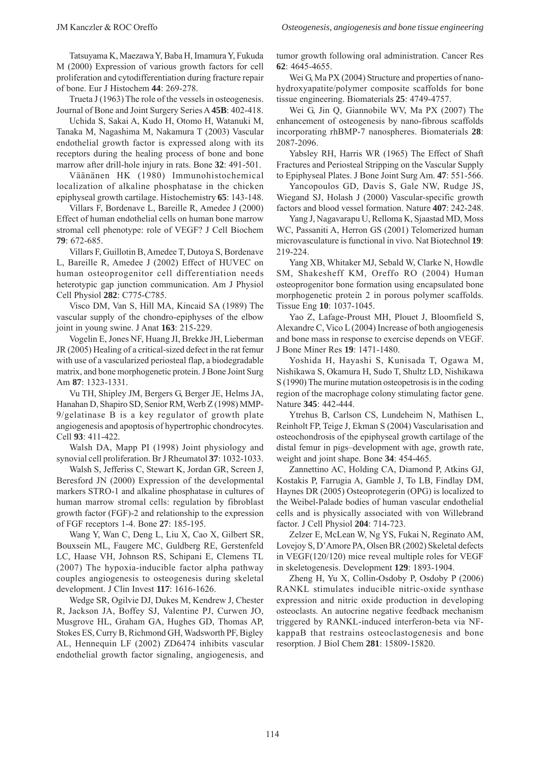Tatsuyama K, Maezawa Y, Baba H, Imamura Y, Fukuda M (2000) Expression of various growth factors for cell proliferation and cytodifferentiation during fracture repair of bone. Eur J Histochem **44**: 269-278.

Trueta J (1963) The role of the vessels in osteogenesis. Journal of Bone and Joint Surgery Series A **45B**: 402-418.

Uchida S, Sakai A, Kudo H, Otomo H, Watanuki M, Tanaka M, Nagashima M, Nakamura T (2003) Vascular endothelial growth factor is expressed along with its receptors during the healing process of bone and bone marrow after drill-hole injury in rats. Bone **32**: 491-501.

Väänänen HK (1980) Immunohistochemical localization of alkaline phosphatase in the chicken epiphyseal growth cartilage. Histochemistry **65**: 143-148.

Villars F, Bordenave L, Bareille R, Amedee J (2000) Effect of human endothelial cells on human bone marrow stromal cell phenotype: role of VEGF? J Cell Biochem **79**: 672-685.

Villars F, Guillotin B, Amedee T, Dutoya S, Bordenave L, Bareille R, Amedee J (2002) Effect of HUVEC on human osteoprogenitor cell differentiation needs heterotypic gap junction communication. Am J Physiol Cell Physiol **282**: C775-C785.

Visco DM, Van S, Hill MA, Kincaid SA (1989) The vascular supply of the chondro-epiphyses of the elbow joint in young swine. J Anat **163**: 215-229.

Vogelin E, Jones NF, Huang JI, Brekke JH, Lieberman JR (2005) Healing of a critical-sized defect in the rat femur with use of a vascularized periosteal flap, a biodegradable matrix, and bone morphogenetic protein. J Bone Joint Surg Am **87**: 1323-1331.

Vu TH, Shipley JM, Bergers G, Berger JE, Helms JA, Hanahan D, Shapiro SD, Senior RM, Werb Z (1998) MMP-9/gelatinase B is a key regulator of growth plate angiogenesis and apoptosis of hypertrophic chondrocytes. Cell **93**: 411-422.

Walsh DA, Mapp PI (1998) Joint physiology and synovial cell proliferation. Br J Rheumatol **37**: 1032-1033.

Walsh S, Jefferiss C, Stewart K, Jordan GR, Screen J, Beresford JN (2000) Expression of the developmental markers STRO-1 and alkaline phosphatase in cultures of human marrow stromal cells: regulation by fibroblast growth factor (FGF)-2 and relationship to the expression of FGF receptors 1-4. Bone **27**: 185-195.

Wang Y, Wan C, Deng L, Liu X, Cao X, Gilbert SR, Bouxsein ML, Faugere MC, Guldberg RE, Gerstenfeld LC, Haase VH, Johnson RS, Schipani E, Clemens TL (2007) The hypoxia-inducible factor alpha pathway couples angiogenesis to osteogenesis during skeletal development. J Clin Invest **117**: 1616-1626.

Wedge SR, Ogilvie DJ, Dukes M, Kendrew J, Chester R, Jackson JA, Boffey SJ, Valentine PJ, Curwen JO, Musgrove HL, Graham GA, Hughes GD, Thomas AP, Stokes ES, Curry B, Richmond GH, Wadsworth PF, Bigley AL, Hennequin LF (2002) ZD6474 inhibits vascular endothelial growth factor signaling, angiogenesis, and tumor growth following oral administration. Cancer Res **62**: 4645-4655.

Wei G, Ma PX (2004) Structure and properties of nano-hydroxyapatite/polymer composite scaffolds for bone tissue engineering. Biomaterials **25**: 4749-4757.

Wei G, Jin Q, Giannobile WV, Ma PX (2007) The enhancement of osteogenesis by nano-fibrous scaffolds incorporating rhBMP-7 nanospheres. Biomaterials **28**: 2087-2096.

Yabsley RH, Harris WR (1965) The Effect of Shaft Fractures and Periosteal Stripping on the Vascular Supply to Epiphyseal Plates. J Bone Joint Surg Am. **47**: 551-566.

Yancopoulos GD, Davis S, Gale NW, Rudge JS, Wiegand SJ, Holash J (2000) Vascular-specific growth factors and blood vessel formation. Nature **407**: 242-248.

Yang J, Nagavarapu U, Relloma K, Sjaastad MD, Moss WC, Passaniti A, Herron GS (2001) Telomerized human microvasculature is functional in vivo. Nat Biotechnol **19**: 219-224.

Yang XB, Whitaker MJ, Sebald W, Clarke N, Howdle SM, Shakesheff KM, Oreffo RO (2004) Human osteoprogenitor bone formation using encapsulated bone morphogenetic protein 2 in porous polymer scaffolds. Tissue Eng **10**: 1037-1045.

Yao Z, Lafage-Proust MH, Plouet J, Bloomfield S, Alexandre C, Vico L (2004) Increase of both angiogenesis and bone mass in response to exercise depends on VEGF. J Bone Miner Res **19**: 1471-1480.

Yoshida H, Hayashi S, Kunisada T, Ogawa M, Nishikawa S, Okamura H, Sudo T, Shultz LD, Nishikawa S (1990) The murine mutation osteopetrosis is in the coding region of the macrophage colony stimulating factor gene. Nature **345**: 442-444.

Ytrehus B, Carlson CS, Lundeheim N, Mathisen L, Reinholt FP, Teige J, Ekman S (2004) Vascularisation and osteochondrosis of the epiphyseal growth cartilage of the distal femur in pigs–development with age, growth rate, weight and joint shape. Bone **34**: 454-465.

Zannettino AC, Holding CA, Diamond P, Atkins GJ, Kostakis P, Farrugia A, Gamble J, To LB, Findlay DM, Haynes DR (2005) Osteoprotegerin (OPG) is localized to the Weibel-Palade bodies of human vascular endothelial cells and is physically associated with von Willebrand factor. J Cell Physiol **204**: 714-723.

Zelzer E, McLean W, Ng YS, Fukai N, Reginato AM, Lovejoy S, D'Amore PA, Olsen BR (2002) Skeletal defects in VEGF(120/120) mice reveal multiple roles for VEGF in skeletogenesis. Development **129**: 1893-1904.

Zheng H, Yu X, Collin-Osdoby P, Osdoby P (2006) RANKL stimulates inducible nitric-oxide synthase expression and nitric oxide production in developing osteoclasts. An autocrine negative feedback mechanism triggered by RANKL-induced interferon-beta via NF-kappaB that restrains osteoclastogenesis and bone resorption. J Biol Chem **281**: 15809-15820.